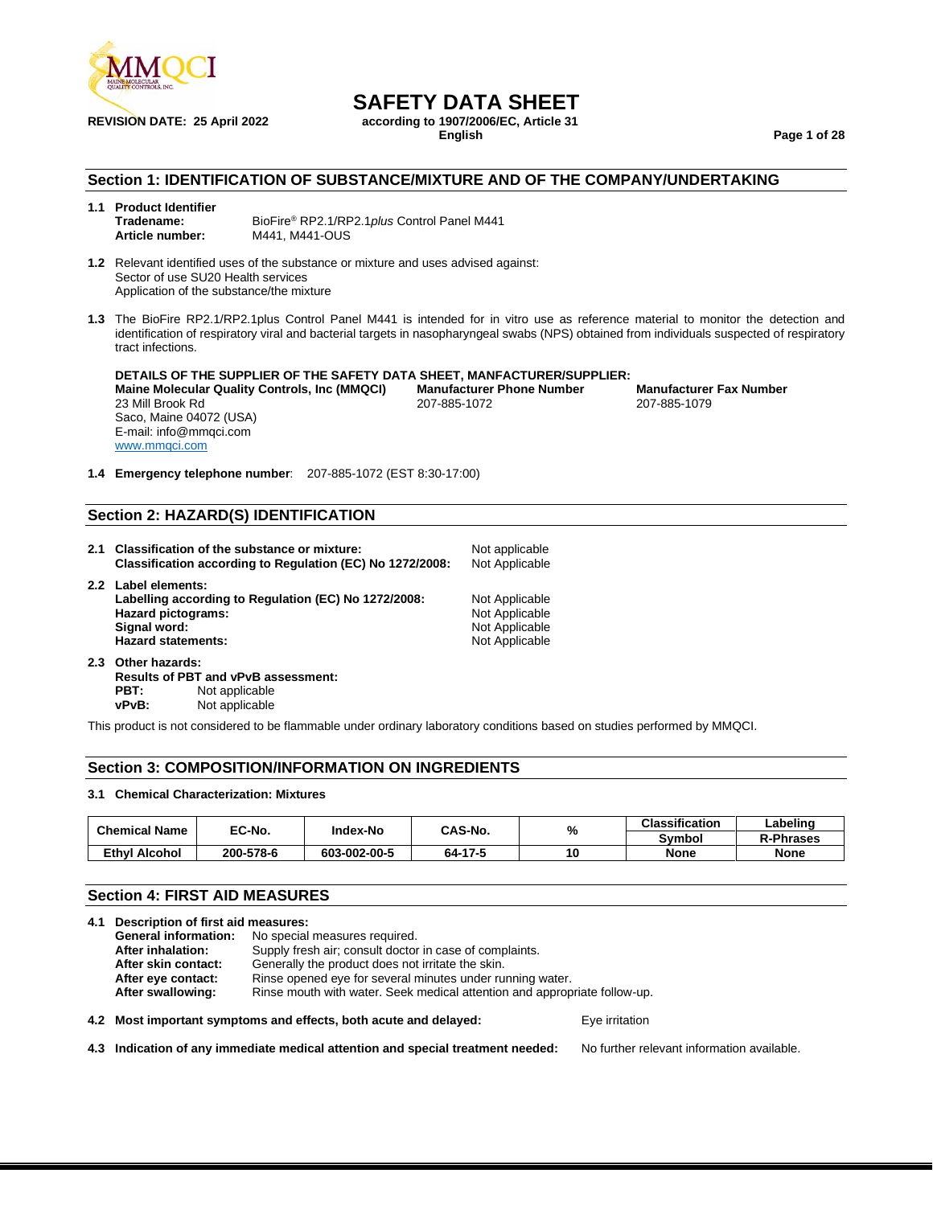# SAFETY DATA SHEET

**REVISION DATE: 25 April 2022**

**according to 1907/2006/EC, Article 31**
**English**

## Section 1: IDENTIFICATION OF SUBSTANCE/MIXTURE AND OF THE COMPANY/UNDERTAKING

**1.1 Product Identifier**

**Tradename:** BioFire® RP2.1/RP2.1*plus* Control Panel M441
**Article number:** M441, M441-OUS

**1.2** Relevant identified uses of the substance or mixture and uses advised against:
Sector of use SU20 Health services
Application of the substance/the mixture

**1.3** The BioFire RP2.1/RP2.1plus Control Panel M441 is intended for in vitro use as reference material to monitor the detection and identification of respiratory viral and bacterial targets in nasopharyngeal swabs (NPS) obtained from individuals suspected of respiratory tract infections.

**DETAILS OF THE SUPPLIER OF THE SAFETY DATA SHEET, MANFACTURER/SUPPLIER:**

**Maine Molecular Quality Controls, Inc (MMQCI)**
23 Mill Brook Rd
Saco, Maine 04072 (USA)
E-mail: info@mmqci.com
www.mmqci.com

**Manufacturer Phone Number**
207-885-1072

**Manufacturer Fax Number**
207-885-1079

**1.4 Emergency telephone number**: 207-885-1072 (EST 8:30-17:00)

## Section 2: HAZARD(S) IDENTIFICATION

**2.1 Classification of the substance or mixture:** Not applicable
**Classification according to Regulation (EC) No 1272/2008:** Not Applicable

**2.2 Label elements:**
**Labelling according to Regulation (EC) No 1272/2008:** Not Applicable
**Hazard pictograms:** Not Applicable
**Signal word:** Not Applicable
**Hazard statements:** Not Applicable

**2.3 Other hazards:**
**Results of PBT and vPvB assessment:**
**PBT:** Not applicable
**vPvB:** Not applicable

This product is not considered to be flammable under ordinary laboratory conditions based on studies performed by MMQCI.

## Section 3: COMPOSITION/INFORMATION ON INGREDIENTS

**3.1 Chemical Characterization: Mixtures**

| Chemical Name | EC-No. | Index-No | CAS-No. | % | Classification Symbol | Labeling R-Phrases |
|---|---|---|---|---|---|---|
| **Ethyl Alcohol** | **200-578-6** | **603-002-00-5** | **64-17-5** | **10** | **None** | **None** |

## Section 4: FIRST AID MEASURES

**4.1 Description of first aid measures:**
**General information:** No special measures required.
**After inhalation:** Supply fresh air; consult doctor in case of complaints.
**After skin contact:** Generally the product does not irritate the skin.
**After eye contact:** Rinse opened eye for several minutes under running water.
**After swallowing:** Rinse mouth with water. Seek medical attention and appropriate follow-up.

**4.2 Most important symptoms and effects, both acute and delayed:** Eye irritation

**4.3 Indication of any immediate medical attention and special treatment needed:** No further relevant information available.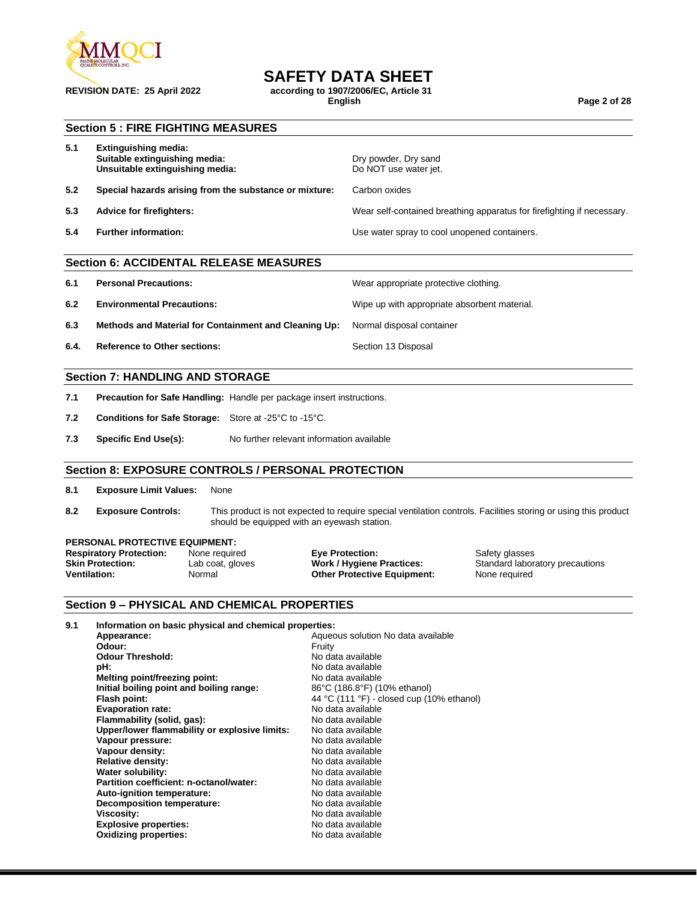## Section 5 : FIRE FIGHTING MEASURES

| | | |
|---|---|---|
| 5.1 | **Extinguishing media:**<br>**Suitable extinguishing media:**<br>**Unsuitable extinguishing media:** | <br>Dry powder, Dry sand<br>Do NOT use water jet. |
| 5.2 | **Special hazards arising from the substance or mixture:** | Carbon oxides |
| 5.3 | **Advice for firefighters:** | Wear self-contained breathing apparatus for firefighting if necessary. |
| 5.4 | **Further information:** | Use water spray to cool unopened containers. |

## Section 6: ACCIDENTAL RELEASE MEASURES

| | | |
|---|---|---|
| 6.1 | **Personal Precautions:** | Wear appropriate protective clothing. |
| 6.2 | **Environmental Precautions:** | Wipe up with appropriate absorbent material. |
| 6.3 | **Methods and Material for Containment and Cleaning Up:** | Normal disposal container |
| 6.4. | **Reference to Other sections:** | Section 13 Disposal |

## Section 7: HANDLING AND STORAGE

**7.1 Precaution for Safe Handling:** Handle per package insert instructions.

**7.2 Conditions for Safe Storage:** Store at -25°C to -15°C.

**7.3 Specific End Use(s):** No further relevant information available

## Section 8: EXPOSURE CONTROLS / PERSONAL PROTECTION

**8.1 Exposure Limit Values:** None

**8.2 Exposure Controls:** This product is not expected to require special ventilation controls. Facilities storing or using this product should be equipped with an eyewash station.

**PERSONAL PROTECTIVE EQUIPMENT:**

| | | | |
|---|---|---|---|
| **Respiratory Protection:** | None required | **Eye Protection:** | Safety glasses |
| **Skin Protection:** | Lab coat, gloves | **Work / Hygiene Practices:** | Standard laboratory precautions |
| **Ventilation:** | Normal | **Other Protective Equipment:** | None required |

## Section 9 – PHYSICAL AND CHEMICAL PROPERTIES

**9.1 Information on basic physical and chemical properties:**

| | |
|---|---|
| **Appearance:** | Aqueous solution No data available |
| **Odour:** | Fruity |
| **Odour Threshold:** | No data available |
| **pH:** | No data available |
| **Melting point/freezing point:** | No data available |
| **Initial boiling point and boiling range:** | 86°C (186.8°F) (10% ethanol) |
| **Flash point:** | 44 °C (111 °F) - closed cup (10% ethanol) |
| **Evaporation rate:** | No data available |
| **Flammability (solid, gas):** | No data available |
| **Upper/lower flammability or explosive limits:** | No data available |
| **Vapour pressure:** | No data available |
| **Vapour density:** | No data available |
| **Relative density:** | No data available |
| **Water solubility:** | No data available |
| **Partition coefficient: n-octanol/water:** | No data available |
| **Auto-ignition temperature:** | No data available |
| **Decomposition temperature:** | No data available |
| **Viscosity:** | No data available |
| **Explosive properties:** | No data available |
| **Oxidizing properties:** | No data available |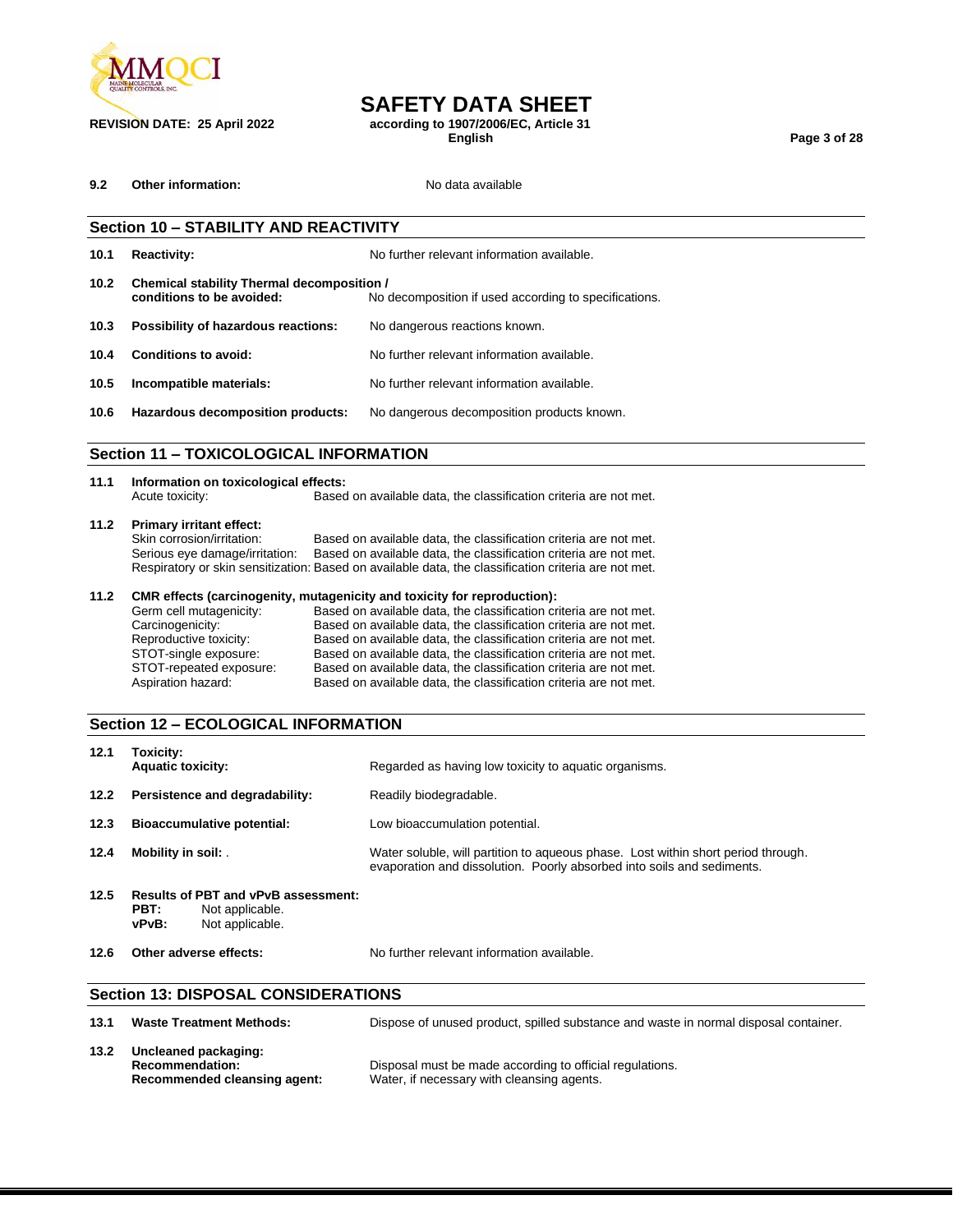**9.2 Other information:** No data available

## Section 10 – STABILITY AND REACTIVITY

**10.1 Reactivity:** No further relevant information available.

**10.2 Chemical stability Thermal decomposition / conditions to be avoided:** No decomposition if used according to specifications.

**10.3 Possibility of hazardous reactions:** No dangerous reactions known.

**10.4 Conditions to avoid:** No further relevant information available.

**10.5 Incompatible materials:** No further relevant information available.

**10.6 Hazardous decomposition products:** No dangerous decomposition products known.

## Section 11 – TOXICOLOGICAL INFORMATION

**11.1 Information on toxicological effects:**

Acute toxicity: Based on available data, the classification criteria are not met.

**11.2 Primary irritant effect:**

Skin corrosion/irritation: Based on available data, the classification criteria are not met.
Serious eye damage/irritation: Based on available data, the classification criteria are not met.
Respiratory or skin sensitization: Based on available data, the classification criteria are not met.

**11.2 CMR effects (carcinogenity, mutagenicity and toxicity for reproduction):**

Germ cell mutagenicity: Based on available data, the classification criteria are not met.
Carcinogenicity: Based on available data, the classification criteria are not met.
Reproductive toxicity: Based on available data, the classification criteria are not met.
STOT-single exposure: Based on available data, the classification criteria are not met.
STOT-repeated exposure: Based on available data, the classification criteria are not met.
Aspiration hazard: Based on available data, the classification criteria are not met.

## Section 12 – ECOLOGICAL INFORMATION

**12.1 Toxicity:**
**Aquatic toxicity:** Regarded as having low toxicity to aquatic organisms.

**12.2 Persistence and degradability:** Readily biodegradable.

**12.3 Bioaccumulative potential:** Low bioaccumulation potential.

**12.4 Mobility in soil:** . Water soluble, will partition to aqueous phase. Lost within short period through. evaporation and dissolution. Poorly absorbed into soils and sediments.

**12.5 Results of PBT and vPvB assessment:**
**PBT:** Not applicable.
**vPvB:** Not applicable.

**12.6 Other adverse effects:** No further relevant information available.

## Section 13: DISPOSAL CONSIDERATIONS

**13.1 Waste Treatment Methods:** Dispose of unused product, spilled substance and waste in normal disposal container.

**13.2 Uncleaned packaging:**
**Recommendation:** Disposal must be made according to official regulations.
**Recommended cleansing agent:** Water, if necessary with cleansing agents.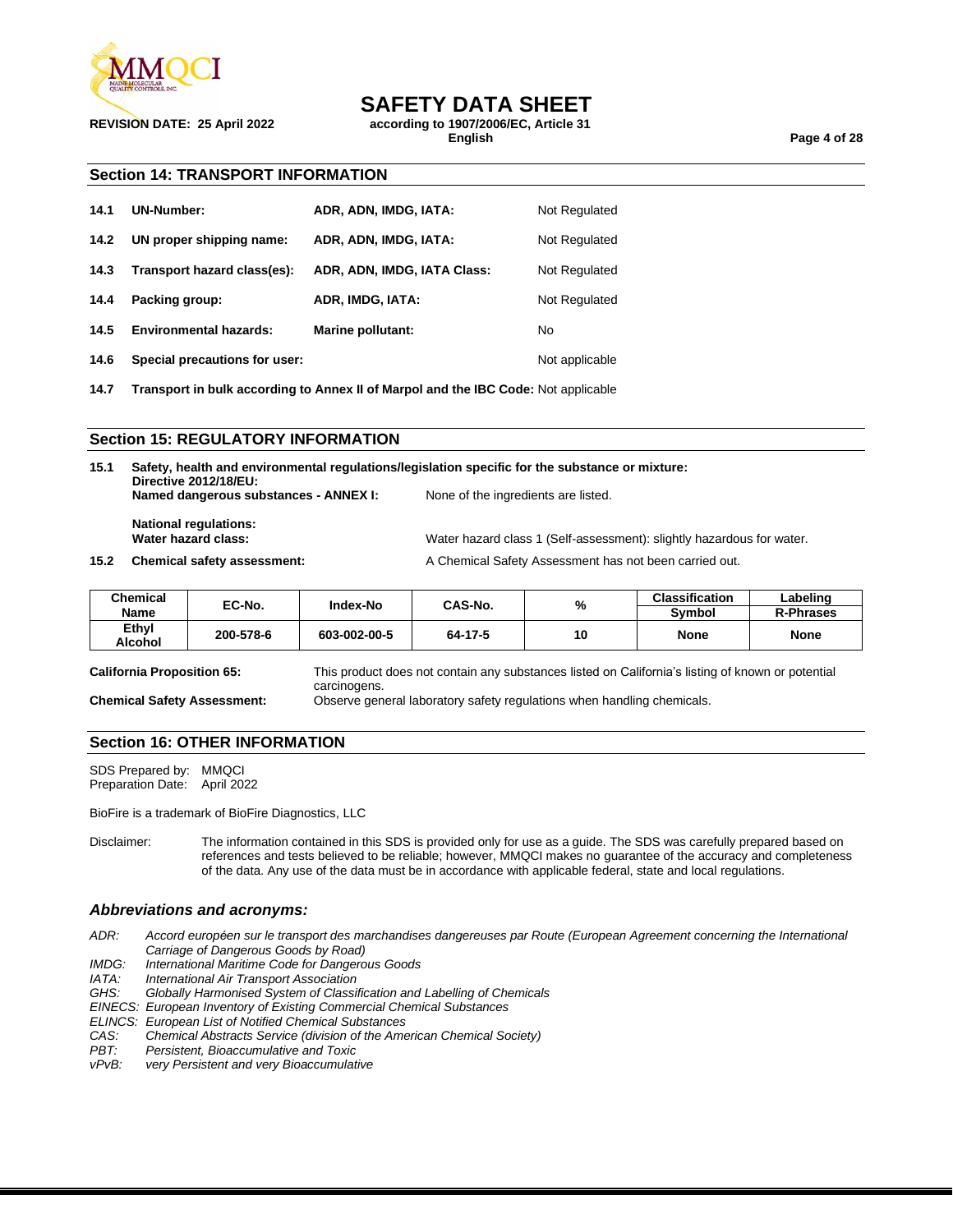## Section 14: TRANSPORT INFORMATION

| | | | |
|---|---|---|---|
| **14.1** | **UN-Number:** | **ADR, ADN, IMDG, IATA:** | Not Regulated |
| **14.2** | **UN proper shipping name:** | **ADR, ADN, IMDG, IATA:** | Not Regulated |
| **14.3** | **Transport hazard class(es):** | **ADR, ADN, IMDG, IATA Class:** | Not Regulated |
| **14.4** | **Packing group:** | **ADR, IMDG, IATA:** | Not Regulated |
| **14.5** | **Environmental hazards:** | **Marine pollutant:** | No |
| **14.6** | **Special precautions for user:** | | Not applicable |

**14.7 Transport in bulk according to Annex II of Marpol and the IBC Code:** Not applicable

## Section 15: REGULATORY INFORMATION

**15.1 Safety, health and environmental regulations/legislation specific for the substance or mixture:**
**Directive 2012/18/EU:**
**Named dangerous substances - ANNEX I:** None of the ingredients are listed.

**National regulations:**
**Water hazard class:** Water hazard class 1 (Self-assessment): slightly hazardous for water.

**15.2 Chemical safety assessment:** A Chemical Safety Assessment has not been carried out.

| Chemical Name | EC-No. | Index-No | CAS-No. | % | Classification Symbol | Labeling R-Phrases |
|---|---|---|---|---|---|---|
| Ethyl Alcohol | 200-578-6 | 603-002-00-5 | 64-17-5 | 10 | None | None |

**California Proposition 65:** This product does not contain any substances listed on California's listing of known or potential carcinogens.

**Chemical Safety Assessment:** Observe general laboratory safety regulations when handling chemicals.

## Section 16: OTHER INFORMATION

SDS Prepared by: MMQCI
Preparation Date: April 2022

BioFire is a trademark of BioFire Diagnostics, LLC

Disclaimer: The information contained in this SDS is provided only for use as a guide. The SDS was carefully prepared based on references and tests believed to be reliable; however, MMQCI makes no guarantee of the accuracy and completeness of the data. Any use of the data must be in accordance with applicable federal, state and local regulations.

### *Abbreviations and acronyms:*

*ADR: Accord européen sur le transport des marchandises dangereuses par Route (European Agreement concerning the International Carriage of Dangerous Goods by Road)*
*IMDG: International Maritime Code for Dangerous Goods*
*IATA: International Air Transport Association*
*GHS: Globally Harmonised System of Classification and Labelling of Chemicals*
*EINECS: European Inventory of Existing Commercial Chemical Substances*
*ELINCS: European List of Notified Chemical Substances*
*CAS: Chemical Abstracts Service (division of the American Chemical Society)*
*PBT: Persistent, Bioaccumulative and Toxic*
*vPvB: very Persistent and very Bioaccumulative*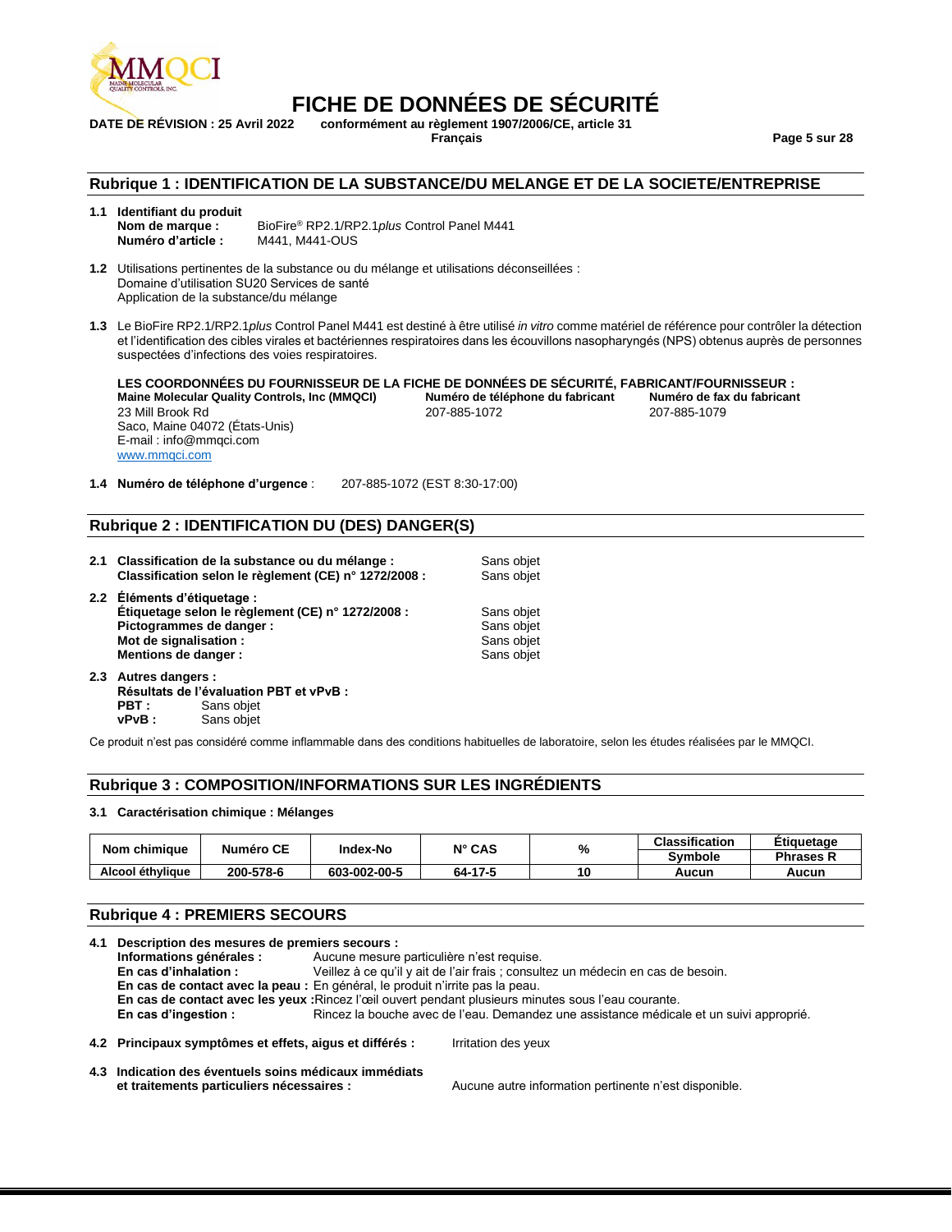# FICHE DE DONNÉES DE SÉCURITÉ

**DATE DE RÉVISION : 25 Avril 2022** **conformément au règlement 1907/2006/CE, article 31**
**Français**

## Rubrique 1 : IDENTIFICATION DE LA SUBSTANCE/DU MELANGE ET DE LA SOCIETE/ENTREPRISE

**1.1 Identifiant du produit**
**Nom de marque :** BioFire® RP2.1/RP2.1*plus* Control Panel M441
**Numéro d'article :** M441, M441-OUS

**1.2** Utilisations pertinentes de la substance ou du mélange et utilisations déconseillées :
Domaine d'utilisation SU20 Services de santé
Application de la substance/du mélange

**1.3** Le BioFire RP2.1/RP2.1*plus* Control Panel M441 est destiné à être utilisé *in vitro* comme matériel de référence pour contrôler la détection et l'identification des cibles virales et bactériennes respiratoires dans les écouvillons nasopharyngés (NPS) obtenus auprès de personnes suspectées d'infections des voies respiratoires.

**LES COORDONNÉES DU FOURNISSEUR DE LA FICHE DE DONNÉES DE SÉCURITÉ, FABRICANT/FOURNISSEUR :**

**Maine Molecular Quality Controls, Inc (MMQCI)**
23 Mill Brook Rd
Saco, Maine 04072 (États-Unis)
E-mail : info@mmqci.com
www.mmqci.com

**Numéro de téléphone du fabricant**
207-885-1072

**Numéro de fax du fabricant**
207-885-1079

**1.4 Numéro de téléphone d'urgence** : 207-885-1072 (EST 8:30-17:00)

## Rubrique 2 : IDENTIFICATION DU (DES) DANGER(S)

**2.1 Classification de la substance ou du mélange :** Sans objet
**Classification selon le règlement (CE) n° 1272/2008 :** Sans objet

**2.2 Éléments d'étiquetage :**
**Étiquetage selon le règlement (CE) n° 1272/2008 :** Sans objet
**Pictogrammes de danger :** Sans objet
**Mot de signalisation :** Sans objet
**Mentions de danger :** Sans objet

**2.3 Autres dangers :**
**Résultats de l'évaluation PBT et vPvB :**
**PBT :** Sans objet
**vPvB :** Sans objet

Ce produit n'est pas considéré comme inflammable dans des conditions habituelles de laboratoire, selon les études réalisées par le MMQCI.

## Rubrique 3 : COMPOSITION/INFORMATIONS SUR LES INGRÉDIENTS

**3.1 Caractérisation chimique : Mélanges**

| Nom chimique | Numéro CE | Index-No | N° CAS | % | Classification | Étiquetage |
|---|---|---|---|---|---|---|
| | | | | | Symbole | Phrases R |
| Alcool éthylique | 200-578-6 | 603-002-00-5 | 64-17-5 | 10 | Aucun | Aucun |

## Rubrique 4 : PREMIERS SECOURS

**4.1 Description des mesures de premiers secours :**
**Informations générales :** Aucune mesure particulière n'est requise.
**En cas d'inhalation :** Veillez à ce qu'il y ait de l'air frais ; consultez un médecin en cas de besoin.
**En cas de contact avec la peau :** En général, le produit n'irrite pas la peau.
**En cas de contact avec les yeux :** Rincez l'œil ouvert pendant plusieurs minutes sous l'eau courante.
**En cas d'ingestion :** Rincez la bouche avec de l'eau. Demandez une assistance médicale et un suivi approprié.

**4.2 Principaux symptômes et effets, aigus et différés :** Irritation des yeux

**4.3 Indication des éventuels soins médicaux immédiats et traitements particuliers nécessaires :** Aucune autre information pertinente n'est disponible.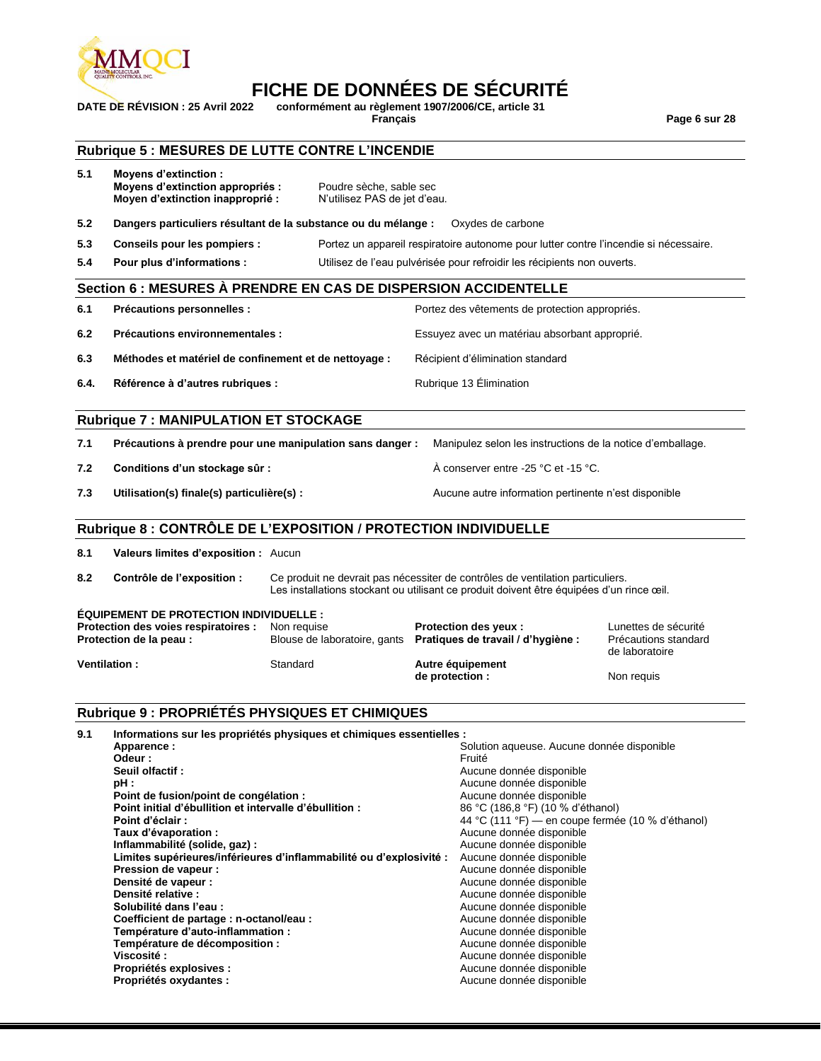## Rubrique 5 : MESURES DE LUTTE CONTRE L'INCENDIE

**5.1 Moyens d'extinction :**

**Moyens d'extinction appropriés :** Poudre sèche, sable sec

**Moyen d'extinction inapproprié :** N'utilisez PAS de jet d'eau.

**5.2 Dangers particuliers résultant de la substance ou du mélange :** Oxydes de carbone

**5.3 Conseils pour les pompiers :** Portez un appareil respiratoire autonome pour lutter contre l'incendie si nécessaire.

**5.4 Pour plus d'informations :** Utilisez de l'eau pulvérisée pour refroidir les récipients non ouverts.

## Section 6 : MESURES À PRENDRE EN CAS DE DISPERSION ACCIDENTELLE

**6.1 Précautions personnelles :** Portez des vêtements de protection appropriés.

**6.2 Précautions environnementales :** Essuyez avec un matériau absorbant approprié.

**6.3 Méthodes et matériel de confinement et de nettoyage :** Récipient d'élimination standard

**6.4. Référence à d'autres rubriques :** Rubrique 13 Élimination

## Rubrique 7 : MANIPULATION ET STOCKAGE

**7.1 Précautions à prendre pour une manipulation sans danger :** Manipulez selon les instructions de la notice d'emballage.

**7.2 Conditions d'un stockage sûr :** À conserver entre -25 °C et -15 °C.

**7.3 Utilisation(s) finale(s) particulière(s) :** Aucune autre information pertinente n'est disponible

## Rubrique 8 : CONTRÔLE DE L'EXPOSITION / PROTECTION INDIVIDUELLE

**8.1 Valeurs limites d'exposition :** Aucun

**8.2 Contrôle de l'exposition :** Ce produit ne devrait pas nécessiter de contrôles de ventilation particuliers. Les installations stockant ou utilisant ce produit doivent être équipées d'un rince œil.

**ÉQUIPEMENT DE PROTECTION INDIVIDUELLE :**

| | | | |
|---|---|---|---|
| **Protection des voies respiratoires :** | Non requise | **Protection des yeux :** | Lunettes de sécurité |
| **Protection de la peau :** | Blouse de laboratoire, gants | **Pratiques de travail / d'hygiène :** | Précautions standard de laboratoire |
| **Ventilation :** | Standard | **Autre équipement de protection :** | Non requis |

## Rubrique 9 : PROPRIÉTÉS PHYSIQUES ET CHIMIQUES

**9.1 Informations sur les propriétés physiques et chimiques essentielles :**

| | |
|---|---|
| **Apparence :** | Solution aqueuse. Aucune donnée disponible |
| **Odeur :** | Fruité |
| **Seuil olfactif :** | Aucune donnée disponible |
| **pH :** | Aucune donnée disponible |
| **Point de fusion/point de congélation :** | Aucune donnée disponible |
| **Point initial d'ébullition et intervalle d'ébullition :** | 86 °C (186,8 °F) (10 % d'éthanol) |
| **Point d'éclair :** | 44 °C (111 °F) — en coupe fermée (10 % d'éthanol) |
| **Taux d'évaporation :** | Aucune donnée disponible |
| **Inflammabilité (solide, gaz) :** | Aucune donnée disponible |
| **Limites supérieures/inférieures d'inflammabilité ou d'explosivité :** | Aucune donnée disponible |
| **Pression de vapeur :** | Aucune donnée disponible |
| **Densité de vapeur :** | Aucune donnée disponible |
| **Densité relative :** | Aucune donnée disponible |
| **Solubilité dans l'eau :** | Aucune donnée disponible |
| **Coefficient de partage : n-octanol/eau :** | Aucune donnée disponible |
| **Température d'auto-inflammation :** | Aucune donnée disponible |
| **Température de décomposition :** | Aucune donnée disponible |
| **Viscosité :** | Aucune donnée disponible |
| **Propriétés explosives :** | Aucune donnée disponible |
| **Propriétés oxydantes :** | Aucune donnée disponible |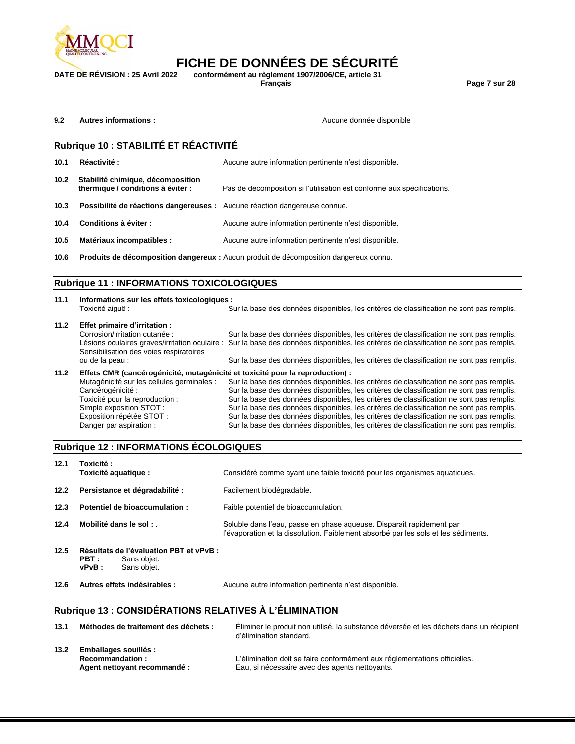**9.2 Autres informations :** Aucune donnée disponible

## Rubrique 10 : STABILITÉ ET RÉACTIVITÉ

| | | |
|---|---|---|
| **10.1** | **Réactivité :** | Aucune autre information pertinente n'est disponible. |
| **10.2** | **Stabilité chimique, décomposition thermique / conditions à éviter :** | Pas de décomposition si l'utilisation est conforme aux spécifications. |
| **10.3** | **Possibilité de réactions dangereuses :** | Aucune réaction dangereuse connue. |
| **10.4** | **Conditions à éviter :** | Aucune autre information pertinente n'est disponible. |
| **10.5** | **Matériaux incompatibles :** | Aucune autre information pertinente n'est disponible. |
| **10.6** | **Produits de décomposition dangereux :** | Aucun produit de décomposition dangereux connu. |

## Rubrique 11 : INFORMATIONS TOXICOLOGIQUES

**11.1 Informations sur les effets toxicologiques :**

| | |
|---|---|
| Toxicité aiguë : | Sur la base des données disponibles, les critères de classification ne sont pas remplis. |

**11.2 Effet primaire d'irritation :**

| | |
|---|---|
| Corrosion/irritation cutanée : | Sur la base des données disponibles, les critères de classification ne sont pas remplis. |
| Lésions oculaires graves/irritation oculaire : | Sur la base des données disponibles, les critères de classification ne sont pas remplis. |
| Sensibilisation des voies respiratoires ou de la peau : | Sur la base des données disponibles, les critères de classification ne sont pas remplis. |

**11.2 Effets CMR (cancérogénicité, mutagénicité et toxicité pour la reproduction) :**

| | |
|---|---|
| Mutagénicité sur les cellules germinales : | Sur la base des données disponibles, les critères de classification ne sont pas remplis. |
| Cancérogénicité : | Sur la base des données disponibles, les critères de classification ne sont pas remplis. |
| Toxicité pour la reproduction : | Sur la base des données disponibles, les critères de classification ne sont pas remplis. |
| Simple exposition STOT : | Sur la base des données disponibles, les critères de classification ne sont pas remplis. |
| Exposition répétée STOT : | Sur la base des données disponibles, les critères de classification ne sont pas remplis. |
| Danger par aspiration : | Sur la base des données disponibles, les critères de classification ne sont pas remplis. |

## Rubrique 12 : INFORMATIONS ÉCOLOGIQUES

| | | |
|---|---|---|
| **12.1** | **Toxicité :** **Toxicité aquatique :** | Considéré comme ayant une faible toxicité pour les organismes aquatiques. |
| **12.2** | **Persistance et dégradabilité :** | Facilement biodégradable. |
| **12.3** | **Potentiel de bioaccumulation :** | Faible potentiel de bioaccumulation. |
| **12.4** | **Mobilité dans le sol :** . | Soluble dans l'eau, passe en phase aqueuse. Disparaît rapidement par l'évaporation et la dissolution. Faiblement absorbé par les sols et les sédiments. |

**12.5 Résultats de l'évaluation PBT et vPvB :**

**PBT :** Sans objet.
**vPvB :** Sans objet.

**12.6 Autres effets indésirables :** Aucune autre information pertinente n'est disponible.

## Rubrique 13 : CONSIDÉRATIONS RELATIVES À L'ÉLIMINATION

| | | |
|---|---|---|
| **13.1** | **Méthodes de traitement des déchets :** | Éliminer le produit non utilisé, la substance déversée et les déchets dans un récipient d'élimination standard. |

**13.2 Emballages souillés :**

| | |
|---|---|
| **Recommandation :** | L'élimination doit se faire conformément aux réglementations officielles. |
| **Agent nettoyant recommandé :** | Eau, si nécessaire avec des agents nettoyants. |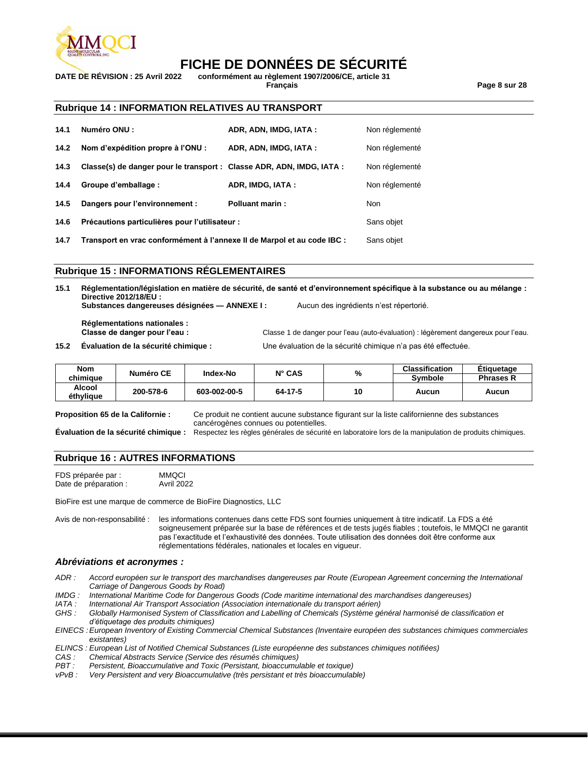## Rubrique 14 : INFORMATION RELATIVES AU TRANSPORT

| | | | |
|---|---|---|---|
| **14.1** | **Numéro ONU :** | **ADR, ADN, IMDG, IATA :** | Non réglementé |
| **14.2** | **Nom d'expédition propre à l'ONU :** | **ADR, ADN, IMDG, IATA :** | Non réglementé |
| **14.3** | **Classe(s) de danger pour le transport :** | **Classe ADR, ADN, IMDG, IATA :** | Non réglementé |
| **14.4** | **Groupe d'emballage :** | **ADR, IMDG, IATA :** | Non réglementé |
| **14.5** | **Dangers pour l'environnement :** | **Polluant marin :** | Non |
| **14.6** | **Précautions particulières pour l'utilisateur :** | | Sans objet |
| **14.7** | **Transport en vrac conformément à l'annexe II de Marpol et au code IBC :** | | Sans objet |

## Rubrique 15 : INFORMATIONS RÉGLEMENTAIRES

**15.1 Réglementation/législation en matière de sécurité, de santé et d'environnement spécifique à la substance ou au mélange :**
**Directive 2012/18/EU :**
**Substances dangereuses désignées — ANNEXE I :** Aucun des ingrédients n'est répertorié.

**Réglementations nationales :**
**Classe de danger pour l'eau :** Classe 1 de danger pour l'eau (auto-évaluation) : légèrement dangereux pour l'eau.

**15.2 Évaluation de la sécurité chimique :** Une évaluation de la sécurité chimique n'a pas été effectuée.

| Nom chimique | Numéro CE | Index-No | N° CAS | % | Classification | Étiquetage |
|---|---|---|---|---|---|---|
| | | | | | Symbole | Phrases R |
| Alcool éthylique | 200-578-6 | 603-002-00-5 | 64-17-5 | 10 | Aucun | Aucun |

**Proposition 65 de la Californie :** Ce produit ne contient aucune substance figurant sur la liste californienne des substances cancérogènes connues ou potentielles.

**Évaluation de la sécurité chimique :** Respectez les règles générales de sécurité en laboratoire lors de la manipulation de produits chimiques.

## Rubrique 16 : AUTRES INFORMATIONS

FDS préparée par : MMQCI
Date de préparation : Avril 2022

BioFire est une marque de commerce de BioFire Diagnostics, LLC

Avis de non-responsabilité : les informations contenues dans cette FDS sont fournies uniquement à titre indicatif. La FDS a été soigneusement préparée sur la base de références et de tests jugés fiables ; toutefois, le MMQCI ne garantit pas l'exactitude et l'exhaustivité des données. Toute utilisation des données doit être conforme aux réglementations fédérales, nationales et locales en vigueur.

### *Abréviations et acronymes :*

*ADR : Accord européen sur le transport des marchandises dangereuses par Route (European Agreement concerning the International Carriage of Dangerous Goods by Road)*
*IMDG : International Maritime Code for Dangerous Goods (Code maritime international des marchandises dangereuses)*
*IATA : International Air Transport Association (Association internationale du transport aérien)*
*GHS : Globally Harmonised System of Classification and Labelling of Chemicals (Système général harmonisé de classification et d'étiquetage des produits chimiques)*
*EINECS : European Inventory of Existing Commercial Chemical Substances (Inventaire européen des substances chimiques commerciales existantes)*
*ELINCS : European List of Notified Chemical Substances (Liste européenne des substances chimiques notifiées)*
*CAS : Chemical Abstracts Service (Service des résumés chimiques)*
*PBT : Persistent, Bioaccumulative and Toxic (Persistant, bioaccumulable et toxique)*
*vPvB : Very Persistent and very Bioaccumulative (très persistant et très bioaccumulable)*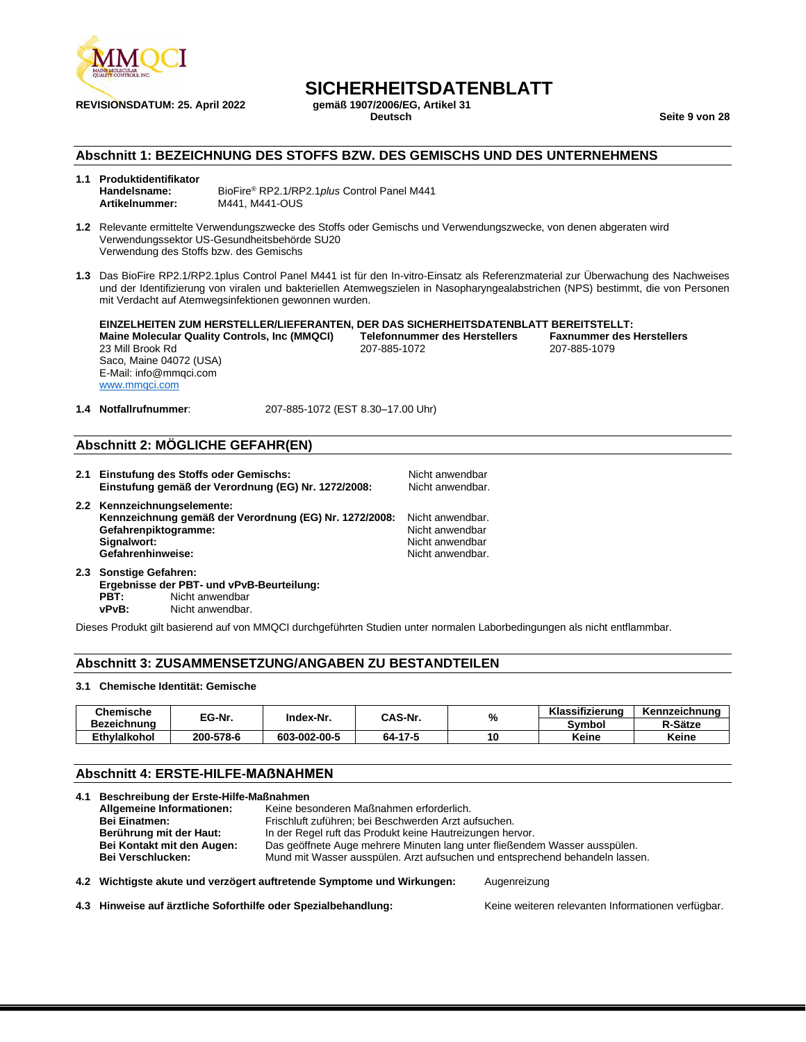# SICHERHEITSDATENBLATT

**REVISIONSDATUM: 25. April 2022**

**gemäß 1907/2006/EG, Artikel 31**
**Deutsch**

## Abschnitt 1: BEZEICHNUNG DES STOFFS BZW. DES GEMISCHS UND DES UNTERNEHMENS

**1.1 Produktidentifikator**
**Handelsname:** BioFire® RP2.1/RP2.1*plus* Control Panel M441
**Artikelnummer:** M441, M441-OUS

**1.2** Relevante ermittelte Verwendungszwecke des Stoffs oder Gemischs und Verwendungszwecke, von denen abgeraten wird
Verwendungssektor US-Gesundheitsbehörde SU20
Verwendung des Stoffs bzw. des Gemischs

**1.3** Das BioFire RP2.1/RP2.1plus Control Panel M441 ist für den In-vitro-Einsatz als Referenzmaterial zur Überwachung des Nachweises und der Identifizierung von viralen und bakteriellen Atemwegszielen in Nasopharyngealabstrichen (NPS) bestimmt, die von Personen mit Verdacht auf Atemwegsinfektionen gewonnen wurden.

**EINZELHEITEN ZUM HERSTELLER/LIEFERANTEN, DER DAS SICHERHEITSDATENBLATT BEREITSTELLT:**

**Maine Molecular Quality Controls, Inc (MMQCI)**
23 Mill Brook Rd
Saco, Maine 04072 (USA)
E-Mail: info@mmqci.com
www.mmqci.com

**Telefonnummer des Herstellers**
207-885-1072

**Faxnummer des Herstellers**
207-885-1079

**1.4 Notfallrufnummer**: 207-885-1072 (EST 8.30–17.00 Uhr)

## Abschnitt 2: MÖGLICHE GEFAHR(EN)

**2.1 Einstufung des Stoffs oder Gemischs:** Nicht anwendbar
**Einstufung gemäß der Verordnung (EG) Nr. 1272/2008:** Nicht anwendbar.

**2.2 Kennzeichnungselemente:**
**Kennzeichnung gemäß der Verordnung (EG) Nr. 1272/2008:** Nicht anwendbar.
**Gefahrenpiktogramme:** Nicht anwendbar
**Signalwort:** Nicht anwendbar
**Gefahrenhinweise:** Nicht anwendbar.

**2.3 Sonstige Gefahren:**
**Ergebnisse der PBT- und vPvB-Beurteilung:**
**PBT:** Nicht anwendbar
**vPvB:** Nicht anwendbar.

Dieses Produkt gilt basierend auf von MMQCI durchgeführten Studien unter normalen Laborbedingungen als nicht entflammbar.

## Abschnitt 3: ZUSAMMENSETZUNG/ANGABEN ZU BESTANDTEILEN

**3.1 Chemische Identität: Gemische**

| Chemische Bezeichnung | EG-Nr. | Index-Nr. | CAS-Nr. | % | Klassifizierung | Kennzeichnung |
|---|---|---|---|---|---|---|
| | | | | | Symbol | R-Sätze |
| Ethylalkohol | 200-578-6 | 603-002-00-5 | 64-17-5 | 10 | Keine | Keine |

## Abschnitt 4: ERSTE-HILFE-MAßNAHMEN

**4.1 Beschreibung der Erste-Hilfe-Maßnahmen**
**Allgemeine Informationen:** Keine besonderen Maßnahmen erforderlich.
**Bei Einatmen:** Frischluft zuführen; bei Beschwerden Arzt aufsuchen.
**Berührung mit der Haut:** In der Regel ruft das Produkt keine Hautreizungen hervor.
**Bei Kontakt mit den Augen:** Das geöffnete Auge mehrere Minuten lang unter fließendem Wasser ausspülen.
**Bei Verschlucken:** Mund mit Wasser ausspülen. Arzt aufsuchen und entsprechend behandeln lassen.

**4.2 Wichtigste akute und verzögert auftretende Symptome und Wirkungen:** Augenreizung

**4.3 Hinweise auf ärztliche Soforthilfe oder Spezialbehandlung:** Keine weiteren relevanten Informationen verfügbar.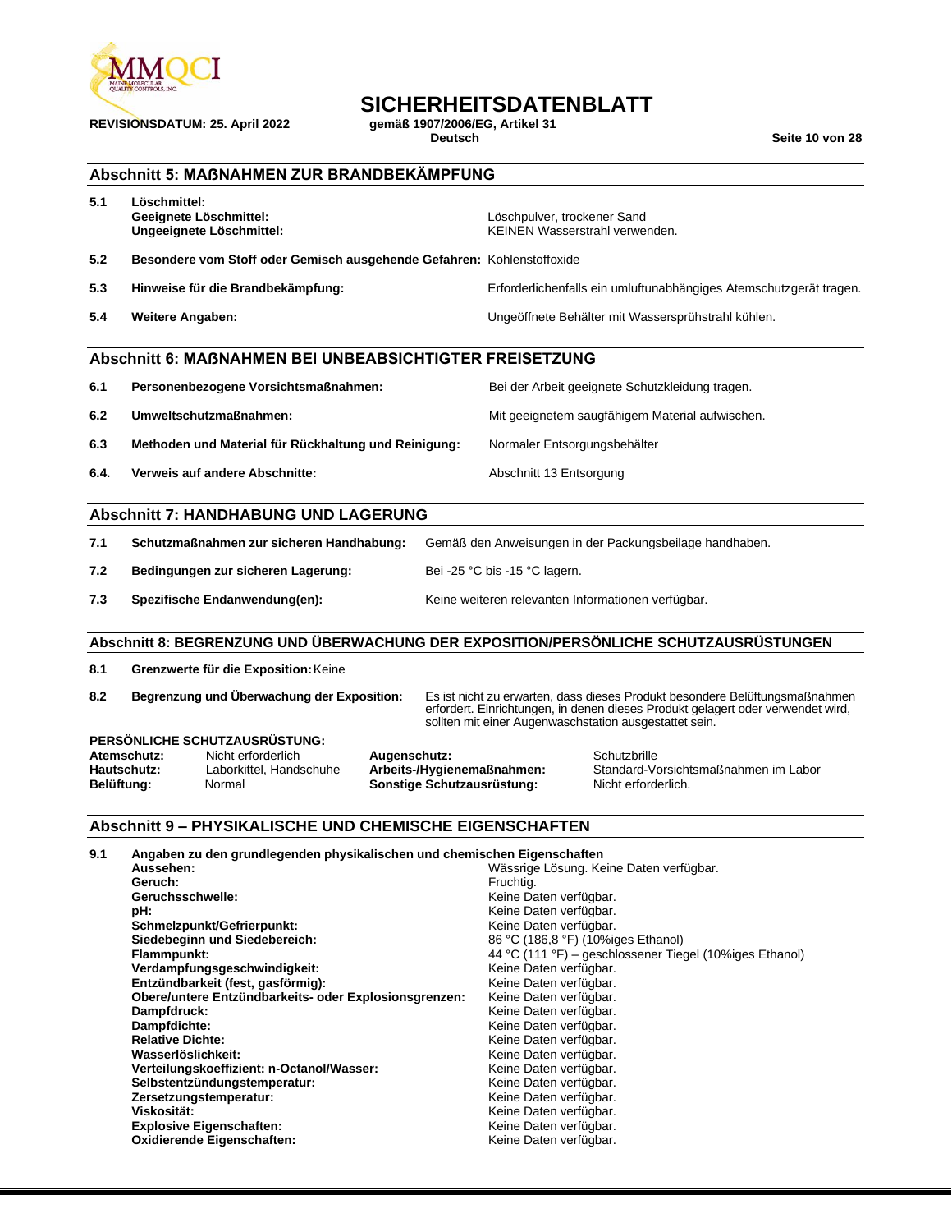## Abschnitt 5: MAßNAHMEN ZUR BRANDBEKÄMPFUNG

| | | |
|---|---|---|
| **5.1** | **Löschmittel:** | |
| | **Geeignete Löschmittel:** | Löschpulver, trockener Sand |
| | **Ungeeignete Löschmittel:** | KEINEN Wasserstrahl verwenden. |
| **5.2** | **Besondere vom Stoff oder Gemisch ausgehende Gefahren:** | Kohlenstoffoxide |
| **5.3** | **Hinweise für die Brandbekämpfung:** | Erforderlichenfalls ein umluftunabhängiges Atemschutzgerät tragen. |
| **5.4** | **Weitere Angaben:** | Ungeöffnete Behälter mit Wassersprühstrahl kühlen. |

## Abschnitt 6: MAßNAHMEN BEI UNBEABSICHTIGTER FREISETZUNG

| | | |
|---|---|---|
| **6.1** | **Personenbezogene Vorsichtsmaßnahmen:** | Bei der Arbeit geeignete Schutzkleidung tragen. |
| **6.2** | **Umweltschutzmaßnahmen:** | Mit geeignetem saugfähigem Material aufwischen. |
| **6.3** | **Methoden und Material für Rückhaltung und Reinigung:** | Normaler Entsorgungsbehälter |
| **6.4.** | **Verweis auf andere Abschnitte:** | Abschnitt 13 Entsorgung |

## Abschnitt 7: HANDHABUNG UND LAGERUNG

| | | |
|---|---|---|
| **7.1** | **Schutzmaßnahmen zur sicheren Handhabung:** | Gemäß den Anweisungen in der Packungsbeilage handhaben. |
| **7.2** | **Bedingungen zur sicheren Lagerung:** | Bei -25 °C bis -15 °C lagern. |
| **7.3** | **Spezifische Endanwendung(en):** | Keine weiteren relevanten Informationen verfügbar. |

## Abschnitt 8: BEGRENZUNG UND ÜBERWACHUNG DER EXPOSITION/PERSÖNLICHE SCHUTZAUSRÜSTUNGEN

| | | |
|---|---|---|
| **8.1** | **Grenzwerte für die Exposition:** | Keine |
| **8.2** | **Begrenzung und Überwachung der Exposition:** | Es ist nicht zu erwarten, dass dieses Produkt besondere Belüftungsmaßnahmen erfordert. Einrichtungen, in denen dieses Produkt gelagert oder verwendet wird, sollten mit einer Augenwaschstation ausgestattet sein. |

**PERSÖNLICHE SCHUTZAUSRÜSTUNG:**

| | | | |
|---|---|---|---|
| **Atemschutz:** | Nicht erforderlich | **Augenschutz:** | Schutzbrille |
| **Hautschutz:** | Laborkittel, Handschuhe | **Arbeits-/Hygienemaßnahmen:** | Standard-Vorsichtsmaßnahmen im Labor |
| **Belüftung:** | Normal | **Sonstige Schutzausrüstung:** | Nicht erforderlich. |

## Abschnitt 9 – PHYSIKALISCHE UND CHEMISCHE EIGENSCHAFTEN

**9.1 Angaben zu den grundlegenden physikalischen und chemischen Eigenschaften**

| | |
|---|---|
| **Aussehen:** | Wässrige Lösung. Keine Daten verfügbar. |
| **Geruch:** | Fruchtig. |
| **Geruchsschwelle:** | Keine Daten verfügbar. |
| **pH:** | Keine Daten verfügbar. |
| **Schmelzpunkt/Gefrierpunkt:** | Keine Daten verfügbar. |
| **Siedebeginn und Siedebereich:** | 86 °C (186,8 °F) (10%iges Ethanol) |
| **Flammpunkt:** | 44 °C (111 °F) – geschlossener Tiegel (10%iges Ethanol) |
| **Verdampfungsgeschwindigkeit:** | Keine Daten verfügbar. |
| **Entzündbarkeit (fest, gasförmig):** | Keine Daten verfügbar. |
| **Obere/untere Entzündbarkeits- oder Explosionsgrenzen:** | Keine Daten verfügbar. |
| **Dampfdruck:** | Keine Daten verfügbar. |
| **Dampfdichte:** | Keine Daten verfügbar. |
| **Relative Dichte:** | Keine Daten verfügbar. |
| **Wasserlöslichkeit:** | Keine Daten verfügbar. |
| **Verteilungskoeffizient: n-Octanol/Wasser:** | Keine Daten verfügbar. |
| **Selbstentzündungstemperatur:** | Keine Daten verfügbar. |
| **Zersetzungstemperatur:** | Keine Daten verfügbar. |
| **Viskosität:** | Keine Daten verfügbar. |
| **Explosive Eigenschaften:** | Keine Daten verfügbar. |
| **Oxidierende Eigenschaften:** | Keine Daten verfügbar. |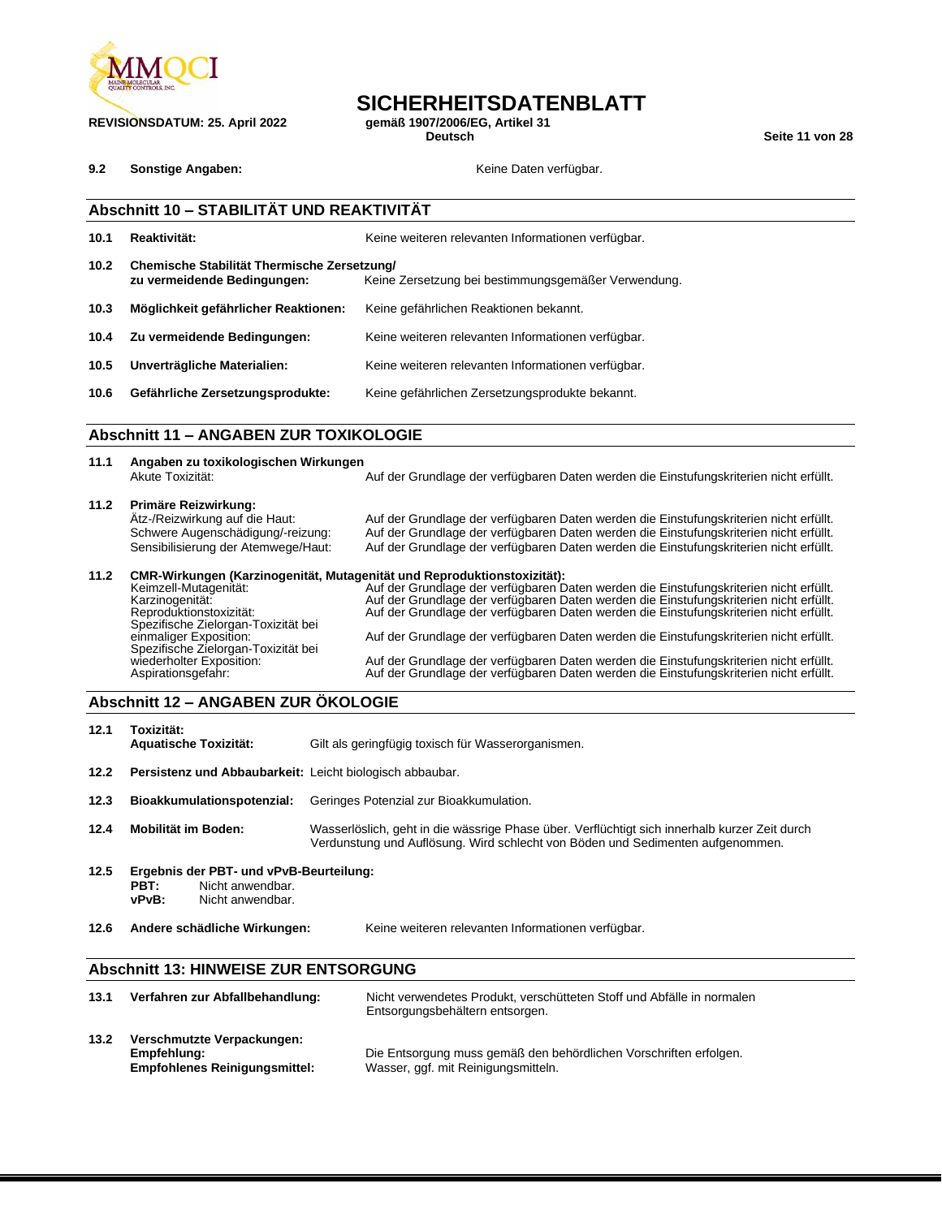**9.2 Sonstige Angaben:** Keine Daten verfügbar.

## Abschnitt 10 – STABILITÄT UND REAKTIVITÄT

| | | |
|---|---|---|
| **10.1** | **Reaktivität:** | Keine weiteren relevanten Informationen verfügbar. |
| **10.2** | **Chemische Stabilität Thermische Zersetzung/ zu vermeidende Bedingungen:** | Keine Zersetzung bei bestimmungsgemäßer Verwendung. |
| **10.3** | **Möglichkeit gefährlicher Reaktionen:** | Keine gefährlichen Reaktionen bekannt. |
| **10.4** | **Zu vermeidende Bedingungen:** | Keine weiteren relevanten Informationen verfügbar. |
| **10.5** | **Unverträgliche Materialien:** | Keine weiteren relevanten Informationen verfügbar. |
| **10.6** | **Gefährliche Zersetzungsprodukte:** | Keine gefährlichen Zersetzungsprodukte bekannt. |

## Abschnitt 11 – ANGABEN ZUR TOXIKOLOGIE

**11.1 Angaben zu toxikologischen Wirkungen**

| | |
|---|---|
| Akute Toxizität: | Auf der Grundlage der verfügbaren Daten werden die Einstufungskriterien nicht erfüllt. |

**11.2 Primäre Reizwirkung:**

| | |
|---|---|
| Ätz-/Reizwirkung auf die Haut: | Auf der Grundlage der verfügbaren Daten werden die Einstufungskriterien nicht erfüllt. |
| Schwere Augenschädigung/-reizung: | Auf der Grundlage der verfügbaren Daten werden die Einstufungskriterien nicht erfüllt. |
| Sensibilisierung der Atemwege/Haut: | Auf der Grundlage der verfügbaren Daten werden die Einstufungskriterien nicht erfüllt. |

**11.2 CMR-Wirkungen (Karzinogenität, Mutagenität und Reproduktionstoxizität):**

| | |
|---|---|
| Keimzell-Mutagenität: | Auf der Grundlage der verfügbaren Daten werden die Einstufungskriterien nicht erfüllt. |
| Karzinogenität: | Auf der Grundlage der verfügbaren Daten werden die Einstufungskriterien nicht erfüllt. |
| Reproduktionstoxizität: | Auf der Grundlage der verfügbaren Daten werden die Einstufungskriterien nicht erfüllt. |
| Spezifische Zielorgan-Toxizität bei einmaliger Exposition: | Auf der Grundlage der verfügbaren Daten werden die Einstufungskriterien nicht erfüllt. |
| Spezifische Zielorgan-Toxizität bei wiederholter Exposition: | Auf der Grundlage der verfügbaren Daten werden die Einstufungskriterien nicht erfüllt. |
| Aspirationsgefahr: | Auf der Grundlage der verfügbaren Daten werden die Einstufungskriterien nicht erfüllt. |

## Abschnitt 12 – ANGABEN ZUR ÖKOLOGIE

**12.1 Toxizität:**

**Aquatische Toxizität:** Gilt als geringfügig toxisch für Wasserorganismen.

**12.2 Persistenz und Abbaubarkeit:** Leicht biologisch abbaubar.

**12.3 Bioakkumulationspotenzial:** Geringes Potenzial zur Bioakkumulation.

**12.4 Mobilität im Boden:** Wasserlöslich, geht in die wässrige Phase über. Verflüchtigt sich innerhalb kurzer Zeit durch Verdunstung und Auflösung. Wird schlecht von Böden und Sedimenten aufgenommen.

**12.5 Ergebnis der PBT- und vPvB-Beurteilung:**

**PBT:** Nicht anwendbar.
**vPvB:** Nicht anwendbar.

**12.6 Andere schädliche Wirkungen:** Keine weiteren relevanten Informationen verfügbar.

## Abschnitt 13: HINWEISE ZUR ENTSORGUNG

**13.1 Verfahren zur Abfallbehandlung:** Nicht verwendetes Produkt, verschütteten Stoff und Abfälle in normalen Entsorgungsbehältern entsorgen.

**13.2 Verschmutzte Verpackungen:**

**Empfehlung:** Die Entsorgung muss gemäß den behördlichen Vorschriften erfolgen.

**Empfohlenes Reinigungsmittel:** Wasser, ggf. mit Reinigungsmitteln.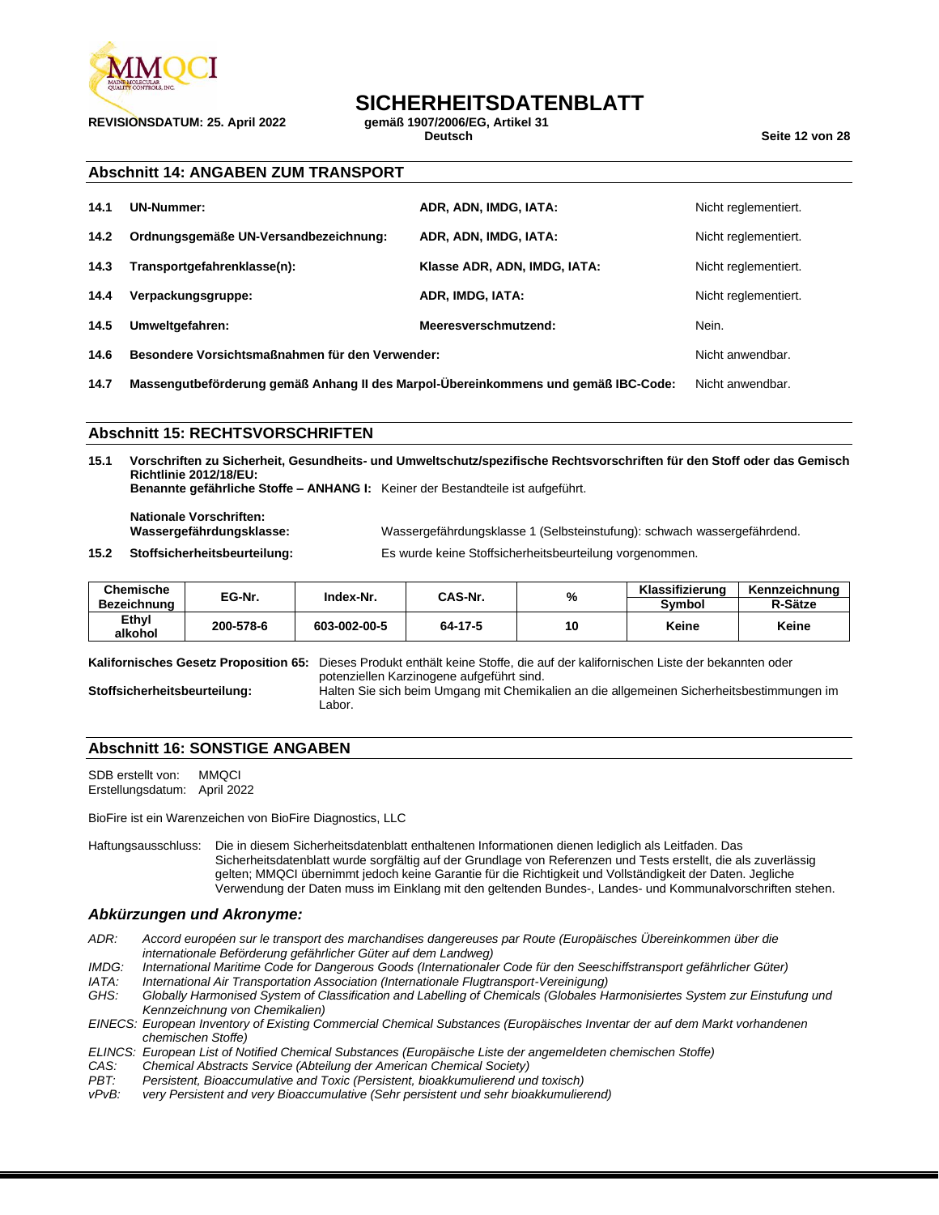## Abschnitt 14: ANGABEN ZUM TRANSPORT

| | | | |
|---|---|---|---|
| **14.1** | **UN-Nummer:** | **ADR, ADN, IMDG, IATA:** | Nicht reglementiert. |
| **14.2** | **Ordnungsgemäße UN-Versandbezeichnung:** | **ADR, ADN, IMDG, IATA:** | Nicht reglementiert. |
| **14.3** | **Transportgefahrenklasse(n):** | **Klasse ADR, ADN, IMDG, IATA:** | Nicht reglementiert. |
| **14.4** | **Verpackungsgruppe:** | **ADR, IMDG, IATA:** | Nicht reglementiert. |
| **14.5** | **Umweltgefahren:** | **Meeresverschmutzend:** | Nein. |
| **14.6** | **Besondere Vorsichtsmaßnahmen für den Verwender:** | | Nicht anwendbar. |
| **14.7** | **Massengutbeförderung gemäß Anhang II des Marpol-Übereinkommens und gemäß IBC-Code:** | | Nicht anwendbar. |

## Abschnitt 15: RECHTSVORSCHRIFTEN

**15.1 Vorschriften zu Sicherheit, Gesundheits- und Umweltschutz/spezifische Rechtsvorschriften für den Stoff oder das Gemisch**
**Richtlinie 2012/18/EU:**
**Benannte gefährliche Stoffe – ANHANG I:** Keiner der Bestandteile ist aufgeführt.

**Nationale Vorschriften:**
**Wassergefährdungsklasse:** Wassergefährdungsklasse 1 (Selbsteinstufung): schwach wassergefährdend.

**15.2 Stoffsicherheitsbeurteilung:** Es wurde keine Stoffsicherheitsbeurteilung vorgenommen.

| Chemische Bezeichnung | EG-Nr. | Index-Nr. | CAS-Nr. | % | Klassifizierung Symbol | Kennzeichnung R-Sätze |
|---|---|---|---|---|---|---|
| Ethyl alkohol | 200-578-6 | 603-002-00-5 | 64-17-5 | 10 | Keine | Keine |

**Kalifornisches Gesetz Proposition 65:** Dieses Produkt enthält keine Stoffe, die auf der kalifornischen Liste der bekannten oder potenziellen Karzinogene aufgeführt sind.

**Stoffsicherheitsbeurteilung:** Halten Sie sich beim Umgang mit Chemikalien an die allgemeinen Sicherheitsbestimmungen im Labor.

## Abschnitt 16: SONSTIGE ANGABEN

SDB erstellt von: MMQCI
Erstellungsdatum: April 2022

BioFire ist ein Warenzeichen von BioFire Diagnostics, LLC

Haftungsausschluss: Die in diesem Sicherheitsdatenblatt enthaltenen Informationen dienen lediglich als Leitfaden. Das Sicherheitsdatenblatt wurde sorgfältig auf der Grundlage von Referenzen und Tests erstellt, die als zuverlässig gelten; MMQCI übernimmt jedoch keine Garantie für die Richtigkeit und Vollständigkeit der Daten. Jegliche Verwendung der Daten muss im Einklang mit den geltenden Bundes-, Landes- und Kommunalvorschriften stehen.

### *Abkürzungen und Akronyme:*

*ADR: Accord européen sur le transport des marchandises dangereuses par Route (Europäisches Übereinkommen über die internationale Beförderung gefährlicher Güter auf dem Landweg)*
*IMDG: International Maritime Code for Dangerous Goods (Internationaler Code für den Seeschiffstransport gefährlicher Güter)*
*IATA: International Air Transportation Association (Internationale Flugtransport-Vereinigung)*
*GHS: Globally Harmonised System of Classification and Labelling of Chemicals (Globales Harmonisiertes System zur Einstufung und Kennzeichnung von Chemikalien)*
*EINECS: European Inventory of Existing Commercial Chemical Substances (Europäisches Inventar der auf dem Markt vorhandenen chemischen Stoffe)*
*ELINCS: European List of Notified Chemical Substances (Europäische Liste der angemeldeten chemischen Stoffe)*
*CAS: Chemical Abstracts Service (Abteilung der American Chemical Society)*
*PBT: Persistent, Bioaccumulative and Toxic (Persistent, bioakkumulierend und toxisch)*
*vPvB: very Persistent and very Bioaccumulative (Sehr persistent und sehr bioakkumulierend)*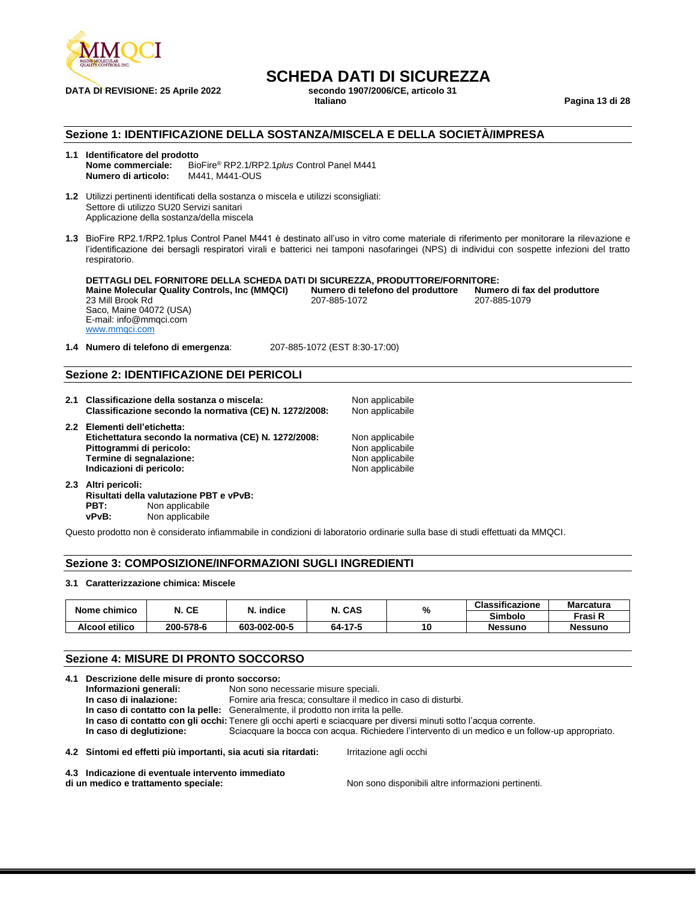# SCHEDA DATI DI SICUREZZA

**DATA DI REVISIONE: 25 Aprile 2022**

**secondo 1907/2006/CE, articolo 31**
**Italiano**

## Sezione 1: IDENTIFICAZIONE DELLA SOSTANZA/MISCELA E DELLA SOCIETÀ/IMPRESA

**1.1 Identificatore del prodotto**
**Nome commerciale:** BioFire® RP2.1/RP2.1*plus* Control Panel M441
**Numero di articolo:** M441, M441-OUS

**1.2** Utilizzi pertinenti identificati della sostanza o miscela e utilizzi sconsigliati:
Settore di utilizzo SU20 Servizi sanitari
Applicazione della sostanza/della miscela

**1.3** BioFire RP2.1/RP2.1plus Control Panel M441 è destinato all'uso in vitro come materiale di riferimento per monitorare la rilevazione e l'identificazione dei bersagli respiratori virali e batterici nei tamponi nasofaringei (NPS) di individui con sospette infezioni del tratto respiratorio.

**DETTAGLI DEL FORNITORE DELLA SCHEDA DATI DI SICUREZZA, PRODUTTORE/FORNITORE:**

**Maine Molecular Quality Controls, Inc (MMQCI)**
23 Mill Brook Rd
Saco, Maine 04072 (USA)
E-mail: info@mmqci.com
www.mmqci.com

**Numero di telefono del produttore**
207-885-1072

**Numero di fax del produttore**
207-885-1079

**1.4 Numero di telefono di emergenza**: 207-885-1072 (EST 8:30-17:00)

## Sezione 2: IDENTIFICAZIONE DEI PERICOLI

**2.1 Classificazione della sostanza o miscela:** Non applicabile
**Classificazione secondo la normativa (CE) N. 1272/2008:** Non applicabile

**2.2 Elementi dell'etichetta:**
**Etichettatura secondo la normativa (CE) N. 1272/2008:** Non applicabile
**Pittogrammi di pericolo:** Non applicabile
**Termine di segnalazione:** Non applicabile
**Indicazioni di pericolo:** Non applicabile

**2.3 Altri pericoli:**
**Risultati della valutazione PBT e vPvB:**
**PBT:** Non applicabile
**vPvB:** Non applicabile

Questo prodotto non è considerato infiammabile in condizioni di laboratorio ordinarie sulla base di studi effettuati da MMQCI.

## Sezione 3: COMPOSIZIONE/INFORMAZIONI SUGLI INGREDIENTI

**3.1 Caratterizzazione chimica: Miscele**

| Nome chimico | N. CE | N. indice | N. CAS | % | Classificazione | Marcatura |
|---|---|---|---|---|---|---|
| | | | | | Simbolo | Frasi R |
| Alcool etilico | 200-578-6 | 603-002-00-5 | 64-17-5 | 10 | Nessuno | Nessuno |

## Sezione 4: MISURE DI PRONTO SOCCORSO

**4.1 Descrizione delle misure di pronto soccorso:**
**Informazioni generali:** Non sono necessarie misure speciali.
**In caso di inalazione:** Fornire aria fresca; consultare il medico in caso di disturbi.
**In caso di contatto con la pelle:** Generalmente, il prodotto non irrita la pelle.
**In caso di contatto con gli occhi:** Tenere gli occhi aperti e sciacquare per diversi minuti sotto l'acqua corrente.
**In caso di deglutizione:** Sciacquare la bocca con acqua. Richiedere l'intervento di un medico e un follow-up appropriato.

**4.2 Sintomi ed effetti più importanti, sia acuti sia ritardati:** Irritazione agli occhi

**4.3 Indicazione di eventuale intervento immediato di un medico e trattamento speciale:** Non sono disponibili altre informazioni pertinenti.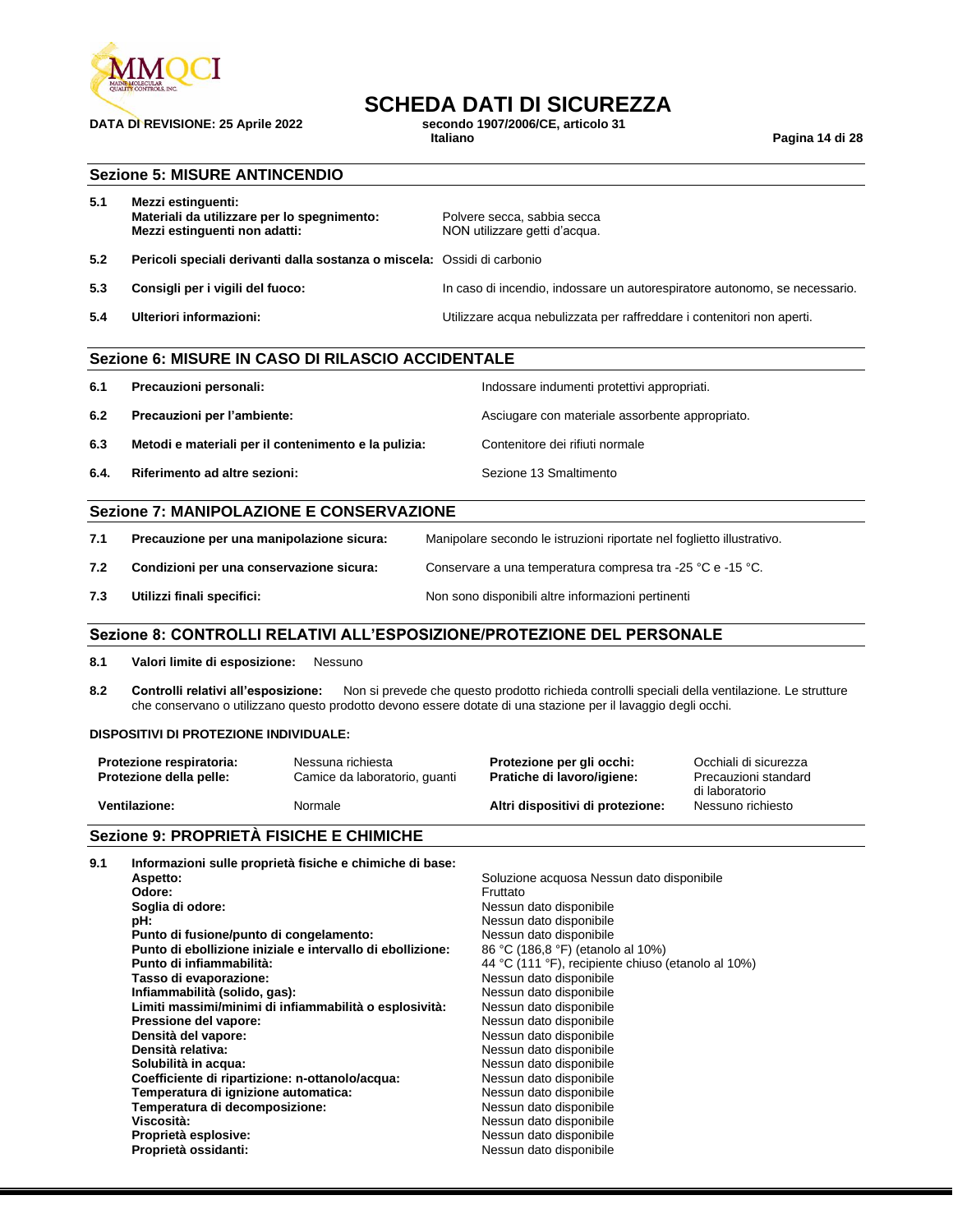## Sezione 5: MISURE ANTINCENDIO

**5.1 Mezzi estinguenti:**

| | | |
|---|---|---|
| | **Materiali da utilizzare per lo spegnimento:** | Polvere secca, sabbia secca |
| | **Mezzi estinguenti non adatti:** | NON utilizzare getti d'acqua. |
| **5.2** | **Pericoli speciali derivanti dalla sostanza o miscela:** | Ossidi di carbonio |
| **5.3** | **Consigli per i vigili del fuoco:** | In caso di incendio, indossare un autorespiratore autonomo, se necessario. |
| **5.4** | **Ulteriori informazioni:** | Utilizzare acqua nebulizzata per raffreddare i contenitori non aperti. |

## Sezione 6: MISURE IN CASO DI RILASCIO ACCIDENTALE

| | | |
|---|---|---|
| **6.1** | **Precauzioni personali:** | Indossare indumenti protettivi appropriati. |
| **6.2** | **Precauzioni per l'ambiente:** | Asciugare con materiale assorbente appropriato. |
| **6.3** | **Metodi e materiali per il contenimento e la pulizia:** | Contenitore dei rifiuti normale |
| **6.4.** | **Riferimento ad altre sezioni:** | Sezione 13 Smaltimento |

## Sezione 7: MANIPOLAZIONE E CONSERVAZIONE

| | | |
|---|---|---|
| **7.1** | **Precauzione per una manipolazione sicura:** | Manipolare secondo le istruzioni riportate nel foglietto illustrativo. |
| **7.2** | **Condizioni per una conservazione sicura:** | Conservare a una temperatura compresa tra -25 °C e -15 °C. |
| **7.3** | **Utilizzi finali specifici:** | Non sono disponibili altre informazioni pertinenti |

## Sezione 8: CONTROLLI RELATIVI ALL'ESPOSIZIONE/PROTEZIONE DEL PERSONALE

**8.1 Valori limite di esposizione:** Nessuno

**8.2 Controlli relativi all'esposizione:** Non si prevede che questo prodotto richieda controlli speciali della ventilazione. Le strutture che conservano o utilizzano questo prodotto devono essere dotate di una stazione per il lavaggio degli occhi.

**DISPOSITIVI DI PROTEZIONE INDIVIDUALE:**

| | | | |
|---|---|---|---|
| **Protezione respiratoria:** | Nessuna richiesta | **Protezione per gli occhi:** | Occhiali di sicurezza |
| **Protezione della pelle:** | Camice da laboratorio, guanti | **Pratiche di lavoro/igiene:** | Precauzioni standard di laboratorio |
| **Ventilazione:** | Normale | **Altri dispositivi di protezione:** | Nessuno richiesto |

## Sezione 9: PROPRIETÀ FISICHE E CHIMICHE

**9.1 Informazioni sulle proprietà fisiche e chimiche di base:**

| | |
|---|---|
| **Aspetto:** | Soluzione acquosa Nessun dato disponibile |
| **Odore:** | Fruttato |
| **Soglia di odore:** | Nessun dato disponibile |
| **pH:** | Nessun dato disponibile |
| **Punto di fusione/punto di congelamento:** | Nessun dato disponibile |
| **Punto di ebollizione iniziale e intervallo di ebollizione:** | 86 °C (186,8 °F) (etanolo al 10%) |
| **Punto di infiammabilità:** | 44 °C (111 °F), recipiente chiuso (etanolo al 10%) |
| **Tasso di evaporazione:** | Nessun dato disponibile |
| **Infiammabilità (solido, gas):** | Nessun dato disponibile |
| **Limiti massimi/minimi di infiammabilità o esplosività:** | Nessun dato disponibile |
| **Pressione del vapore:** | Nessun dato disponibile |
| **Densità del vapore:** | Nessun dato disponibile |
| **Densità relativa:** | Nessun dato disponibile |
| **Solubilità in acqua:** | Nessun dato disponibile |
| **Coefficiente di ripartizione: n-ottanolo/acqua:** | Nessun dato disponibile |
| **Temperatura di ignizione automatica:** | Nessun dato disponibile |
| **Temperatura di decomposizione:** | Nessun dato disponibile |
| **Viscosità:** | Nessun dato disponibile |
| **Proprietà esplosive:** | Nessun dato disponibile |
| **Proprietà ossidanti:** | Nessun dato disponibile |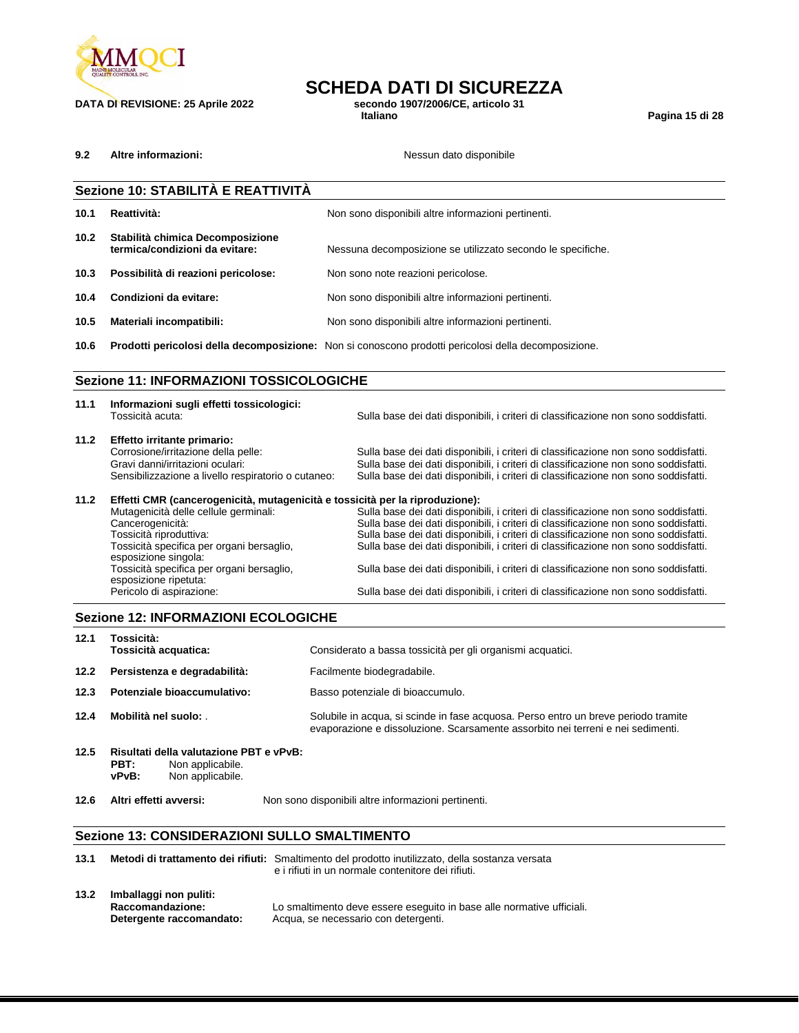**9.2 Altre informazioni:** Nessun dato disponibile

## Sezione 10: STABILITÀ E REATTIVITÀ

**10.1 Reattività:** Non sono disponibili altre informazioni pertinenti.

**10.2 Stabilità chimica Decomposizione termica/condizioni da evitare:** Nessuna decomposizione se utilizzato secondo le specifiche.

**10.3 Possibilità di reazioni pericolose:** Non sono note reazioni pericolose.

**10.4 Condizioni da evitare:** Non sono disponibili altre informazioni pertinenti.

**10.5 Materiali incompatibili:** Non sono disponibili altre informazioni pertinenti.

**10.6 Prodotti pericolosi della decomposizione:** Non si conoscono prodotti pericolosi della decomposizione.

## Sezione 11: INFORMAZIONI TOSSICOLOGICHE

**11.1 Informazioni sugli effetti tossicologici:**

Tossicità acuta: Sulla base dei dati disponibili, i criteri di classificazione non sono soddisfatti.

**11.2 Effetto irritante primario:**

Corrosione/irritazione della pelle: Sulla base dei dati disponibili, i criteri di classificazione non sono soddisfatti.
Gravi danni/irritazioni oculari: Sulla base dei dati disponibili, i criteri di classificazione non sono soddisfatti.
Sensibilizzazione a livello respiratorio o cutaneo: Sulla base dei dati disponibili, i criteri di classificazione non sono soddisfatti.

**11.2 Effetti CMR (cancerogenicità, mutagenicità e tossicità per la riproduzione):**

Mutagenicità delle cellule germinali: Sulla base dei dati disponibili, i criteri di classificazione non sono soddisfatti.
Cancerogenicità: Sulla base dei dati disponibili, i criteri di classificazione non sono soddisfatti.
Tossicità riproduttiva: Sulla base dei dati disponibili, i criteri di classificazione non sono soddisfatti.
Tossicità specifica per organi bersaglio, esposizione singola: Sulla base dei dati disponibili, i criteri di classificazione non sono soddisfatti.
Tossicità specifica per organi bersaglio, esposizione ripetuta: Sulla base dei dati disponibili, i criteri di classificazione non sono soddisfatti.
Pericolo di aspirazione: Sulla base dei dati disponibili, i criteri di classificazione non sono soddisfatti.

## Sezione 12: INFORMAZIONI ECOLOGICHE

**12.1 Tossicità:**
**Tossicità acquatica:** Considerato a bassa tossicità per gli organismi acquatici.

**12.2 Persistenza e degradabilità:** Facilmente biodegradabile.

**12.3 Potenziale bioaccumulativo:** Basso potenziale di bioaccumulo.

**12.4 Mobilità nel suolo:** . Solubile in acqua, si scinde in fase acquosa. Perso entro un breve periodo tramite evaporazione e dissoluzione. Scarsamente assorbito nei terreni e nei sedimenti.

**12.5 Risultati della valutazione PBT e vPvB:**
**PBT:** Non applicabile.
**vPvB:** Non applicabile.

**12.6 Altri effetti avversi:** Non sono disponibili altre informazioni pertinenti.

## Sezione 13: CONSIDERAZIONI SULLO SMALTIMENTO

**13.1 Metodi di trattamento dei rifiuti:** Smaltimento del prodotto inutilizzato, della sostanza versata e i rifiuti in un normale contenitore dei rifiuti.

**13.2 Imballaggi non puliti:**
**Raccomandazione:** Lo smaltimento deve essere eseguito in base alle normative ufficiali.
**Detergente raccomandato:** Acqua, se necessario con detergenti.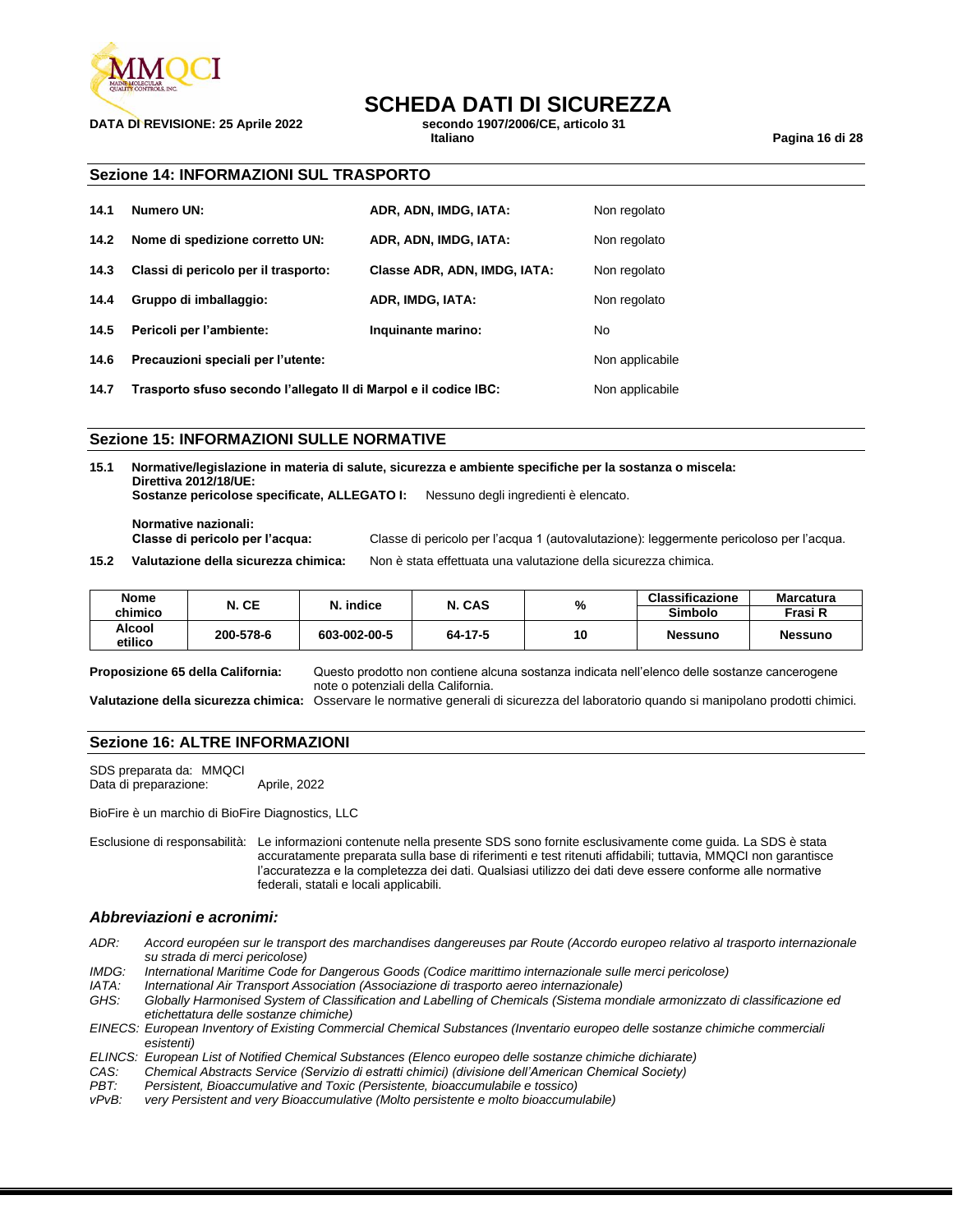## Sezione 14: INFORMAZIONI SUL TRASPORTO

| | | | |
|---|---|---|---|
| **14.1** | **Numero UN:** | **ADR, ADN, IMDG, IATA:** | Non regolato |
| **14.2** | **Nome di spedizione corretto UN:** | **ADR, ADN, IMDG, IATA:** | Non regolato |
| **14.3** | **Classi di pericolo per il trasporto:** | **Classe ADR, ADN, IMDG, IATA:** | Non regolato |
| **14.4** | **Gruppo di imballaggio:** | **ADR, IMDG, IATA:** | Non regolato |
| **14.5** | **Pericoli per l'ambiente:** | **Inquinante marino:** | No |
| **14.6** | **Precauzioni speciali per l'utente:** | | Non applicabile |
| **14.7** | **Trasporto sfuso secondo l'allegato II di Marpol e il codice IBC:** | | Non applicabile |

## Sezione 15: INFORMAZIONI SULLE NORMATIVE

**15.1 Normative/legislazione in materia di salute, sicurezza e ambiente specifiche per la sostanza o miscela:**
**Direttiva 2012/18/UE:**
**Sostanze pericolose specificate, ALLEGATO I:** Nessuno degli ingredienti è elencato.

**Normative nazionali:**
**Classe di pericolo per l'acqua:** Classe di pericolo per l'acqua 1 (autovalutazione): leggermente pericoloso per l'acqua.

**15.2 Valutazione della sicurezza chimica:** Non è stata effettuata una valutazione della sicurezza chimica.

| Nome chimico | N. CE | N. indice | N. CAS | % | Classificazione | Marcatura |
|---|---|---|---|---|---|---|
| | | | | | Simbolo | Frasi R |
| Alcool etilico | 200-578-6 | 603-002-00-5 | 64-17-5 | 10 | Nessuno | Nessuno |

**Proposizione 65 della California:** Questo prodotto non contiene alcuna sostanza indicata nell'elenco delle sostanze cancerogene note o potenziali della California.

**Valutazione della sicurezza chimica:** Osservare le normative generali di sicurezza del laboratorio quando si manipolano prodotti chimici.

## Sezione 16: ALTRE INFORMAZIONI

SDS preparata da: MMQCI
Data di preparazione: Aprile, 2022

BioFire è un marchio di BioFire Diagnostics, LLC

Esclusione di responsabilità: Le informazioni contenute nella presente SDS sono fornite esclusivamente come guida. La SDS è stata accuratamente preparata sulla base di riferimenti e test ritenuti affidabili; tuttavia, MMQCI non garantisce l'accuratezza e la completezza dei dati. Qualsiasi utilizzo dei dati deve essere conforme alle normative federali, statali e locali applicabili.

### *Abbreviazioni e acronimi:*

*ADR: Accord européen sur le transport des marchandises dangereuses par Route (Accordo europeo relativo al trasporto internazionale su strada di merci pericolose)*
*IMDG: International Maritime Code for Dangerous Goods (Codice marittimo internazionale sulle merci pericolose)*
*IATA: International Air Transport Association (Associazione di trasporto aereo internazionale)*
*GHS: Globally Harmonised System of Classification and Labelling of Chemicals (Sistema mondiale armonizzato di classificazione ed etichettatura delle sostanze chimiche)*
*EINECS: European Inventory of Existing Commercial Chemical Substances (Inventario europeo delle sostanze chimiche commerciali esistenti)*
*ELINCS: European List of Notified Chemical Substances (Elenco europeo delle sostanze chimiche dichiarate)*
*CAS: Chemical Abstracts Service (Servizio di estratti chimici) (divisione dell'American Chemical Society)*
*PBT: Persistent, Bioaccumulative and Toxic (Persistente, bioaccumulabile e tossico)*
*vPvB: very Persistent and very Bioaccumulative (Molto persistente e molto bioaccumulabile)*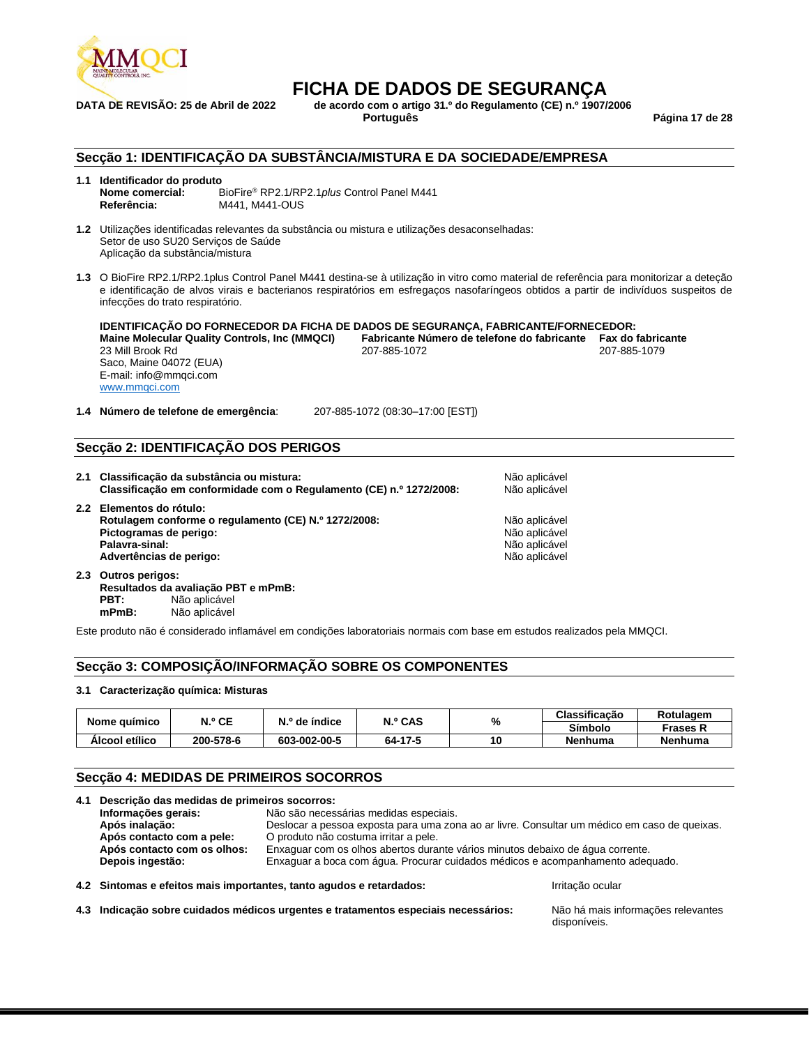# FICHA DE DADOS DE SEGURANÇA

**DATA DE REVISÃO: 25 de Abril de 2022** **de acordo com o artigo 31.º do Regulamento (CE) n.º 1907/2006**
**Português**

## Secção 1: IDENTIFICAÇÃO DA SUBSTÂNCIA/MISTURA E DA SOCIEDADE/EMPRESA

**1.1 Identificador do produto**
**Nome comercial:** BioFire® RP2.1/RP2.1*plus* Control Panel M441
**Referência:** M441, M441-OUS

**1.2** Utilizações identificadas relevantes da substância ou mistura e utilizações desaconselhadas:
Setor de uso SU20 Serviços de Saúde
Aplicação da substância/mistura

**1.3** O BioFire RP2.1/RP2.1plus Control Panel M441 destina-se à utilização in vitro como material de referência para monitorizar a deteção e identificação de alvos virais e bacterianos respiratórios em esfregaços nasofaríngeos obtidos a partir de indivíduos suspeitos de infecções do trato respiratório.

**IDENTIFICAÇÃO DO FORNECEDOR DA FICHA DE DADOS DE SEGURANÇA, FABRICANTE/FORNECEDOR:**

| **Maine Molecular Quality Controls, Inc (MMQCI)** | **Fabricante Número de telefone do fabricante** | **Fax do fabricante** |
|---|---|---|
| 23 Mill Brook Rd<br>Saco, Maine 04072 (EUA)<br>E-mail: info@mmqci.com<br>www.mmqci.com | 207-885-1072 | 207-885-1079 |

**1.4 Número de telefone de emergência**: 207-885-1072 (08:30–17:00 [EST])

## Secção 2: IDENTIFICAÇÃO DOS PERIGOS

**2.1 Classificação da substância ou mistura:** Não aplicável
**Classificação em conformidade com o Regulamento (CE) n.º 1272/2008:** Não aplicável

**2.2 Elementos do rótulo:**
**Rotulagem conforme o regulamento (CE) N.º 1272/2008:** Não aplicável
**Pictogramas de perigo:** Não aplicável
**Palavra-sinal:** Não aplicável
**Advertências de perigo:** Não aplicável

**2.3 Outros perigos:**
**Resultados da avaliação PBT e mPmB:**
**PBT:** Não aplicável
**mPmB:** Não aplicável

Este produto não é considerado inflamável em condições laboratoriais normais com base em estudos realizados pela MMQCI.

## Secção 3: COMPOSIÇÃO/INFORMAÇÃO SOBRE OS COMPONENTES

**3.1 Caracterização química: Misturas**

| Nome químico | N.º CE | N.º de índice | N.º CAS | % | Classificação | Rotulagem |
|---|---|---|---|---|---|---|
| | | | | | Símbolo | Frases R |
| Álcool etílico | 200-578-6 | 603-002-00-5 | 64-17-5 | 10 | Nenhuma | Nenhuma |

## Secção 4: MEDIDAS DE PRIMEIROS SOCORROS

**4.1 Descrição das medidas de primeiros socorros:**
**Informações gerais:** Não são necessárias medidas especiais.
**Após inalação:** Deslocar a pessoa exposta para uma zona ao ar livre. Consultar um médico em caso de queixas.
**Após contacto com a pele:** O produto não costuma irritar a pele.
**Após contacto com os olhos:** Enxaguar com os olhos abertos durante vários minutos debaixo de água corrente.
**Depois ingestão:** Enxaguar a boca com água. Procurar cuidados médicos e acompanhamento adequado.

**4.2 Sintomas e efeitos mais importantes, tanto agudos e retardados:** Irritação ocular

**4.3 Indicação sobre cuidados médicos urgentes e tratamentos especiais necessários:** Não há mais informações relevantes disponíveis.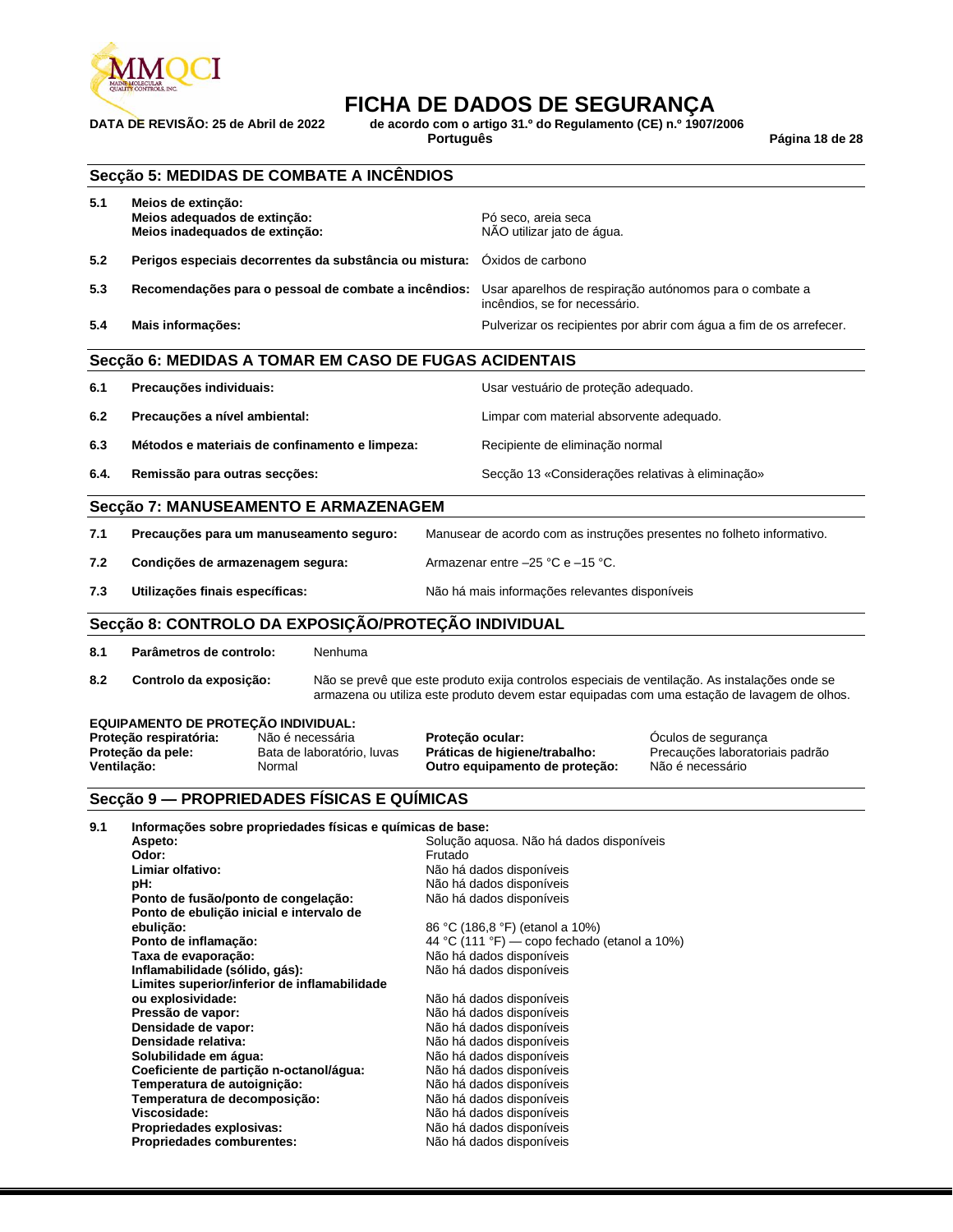## Secção 5: MEDIDAS DE COMBATE A INCÊNDIOS

| | | |
|---|---|---|
| 5.1 | **Meios de extinção:** | |
| | **Meios adequados de extinção:** | Pó seco, areia seca |
| | **Meios inadequados de extinção:** | NÃO utilizar jato de água. |
| 5.2 | **Perigos especiais decorrentes da substância ou mistura:** | Óxidos de carbono |
| 5.3 | **Recomendações para o pessoal de combate a incêndios:** | Usar aparelhos de respiração autónomos para o combate a incêndios, se for necessário. |
| 5.4 | **Mais informações:** | Pulverizar os recipientes por abrir com água a fim de os arrefecer. |

## Secção 6: MEDIDAS A TOMAR EM CASO DE FUGAS ACIDENTAIS

| | | |
|---|---|---|
| 6.1 | **Precauções individuais:** | Usar vestuário de proteção adequado. |
| 6.2 | **Precauções a nível ambiental:** | Limpar com material absorvente adequado. |
| 6.3 | **Métodos e materiais de confinamento e limpeza:** | Recipiente de eliminação normal |
| 6.4. | **Remissão para outras secções:** | Secção 13 «Considerações relativas à eliminação» |

## Secção 7: MANUSEAMENTO E ARMAZENAGEM

| | | |
|---|---|---|
| 7.1 | **Precauções para um manuseamento seguro:** | Manusear de acordo com as instruções presentes no folheto informativo. |
| 7.2 | **Condições de armazenagem segura:** | Armazenar entre –25 °C e –15 °C. |
| 7.3 | **Utilizações finais específicas:** | Não há mais informações relevantes disponíveis |

## Secção 8: CONTROLO DA EXPOSIÇÃO/PROTEÇÃO INDIVIDUAL

| | | |
|---|---|---|
| 8.1 | **Parâmetros de controlo:** | Nenhuma |
| 8.2 | **Controlo da exposição:** | Não se prevê que este produto exija controlos especiais de ventilação. As instalações onde se armazena ou utiliza este produto devem estar equipadas com uma estação de lavagem de olhos. |

**EQUIPAMENTO DE PROTEÇÃO INDIVIDUAL:**

| | | | |
|---|---|---|---|
| **Proteção respiratória:** | Não é necessária | **Proteção ocular:** | Óculos de segurança |
| **Proteção da pele:** | Bata de laboratório, luvas | **Práticas de higiene/trabalho:** | Precauções laboratoriais padrão |
| **Ventilação:** | Normal | **Outro equipamento de proteção:** | Não é necessário |

## Secção 9 — PROPRIEDADES FÍSICAS E QUÍMICAS

**9.1 Informações sobre propriedades físicas e químicas de base:**

| | |
|---|---|
| **Aspeto:** | Solução aquosa. Não há dados disponíveis |
| **Odor:** | Frutado |
| **Limiar olfativo:** | Não há dados disponíveis |
| **pH:** | Não há dados disponíveis |
| **Ponto de fusão/ponto de congelação:** | Não há dados disponíveis |
| **Ponto de ebulição inicial e intervalo de ebulição:** | 86 °C (186,8 °F) (etanol a 10%) |
| **Ponto de inflamação:** | 44 °C (111 °F) — copo fechado (etanol a 10%) |
| **Taxa de evaporação:** | Não há dados disponíveis |
| **Inflamabilidade (sólido, gás):** | Não há dados disponíveis |
| **Limites superior/inferior de inflamabilidade ou explosividade:** | Não há dados disponíveis |
| **Pressão de vapor:** | Não há dados disponíveis |
| **Densidade de vapor:** | Não há dados disponíveis |
| **Densidade relativa:** | Não há dados disponíveis |
| **Solubilidade em água:** | Não há dados disponíveis |
| **Coeficiente de partição n-octanol/água:** | Não há dados disponíveis |
| **Temperatura de autoignição:** | Não há dados disponíveis |
| **Temperatura de decomposição:** | Não há dados disponíveis |
| **Viscosidade:** | Não há dados disponíveis |
| **Propriedades explosivas:** | Não há dados disponíveis |
| **Propriedades comburentes:** | Não há dados disponíveis |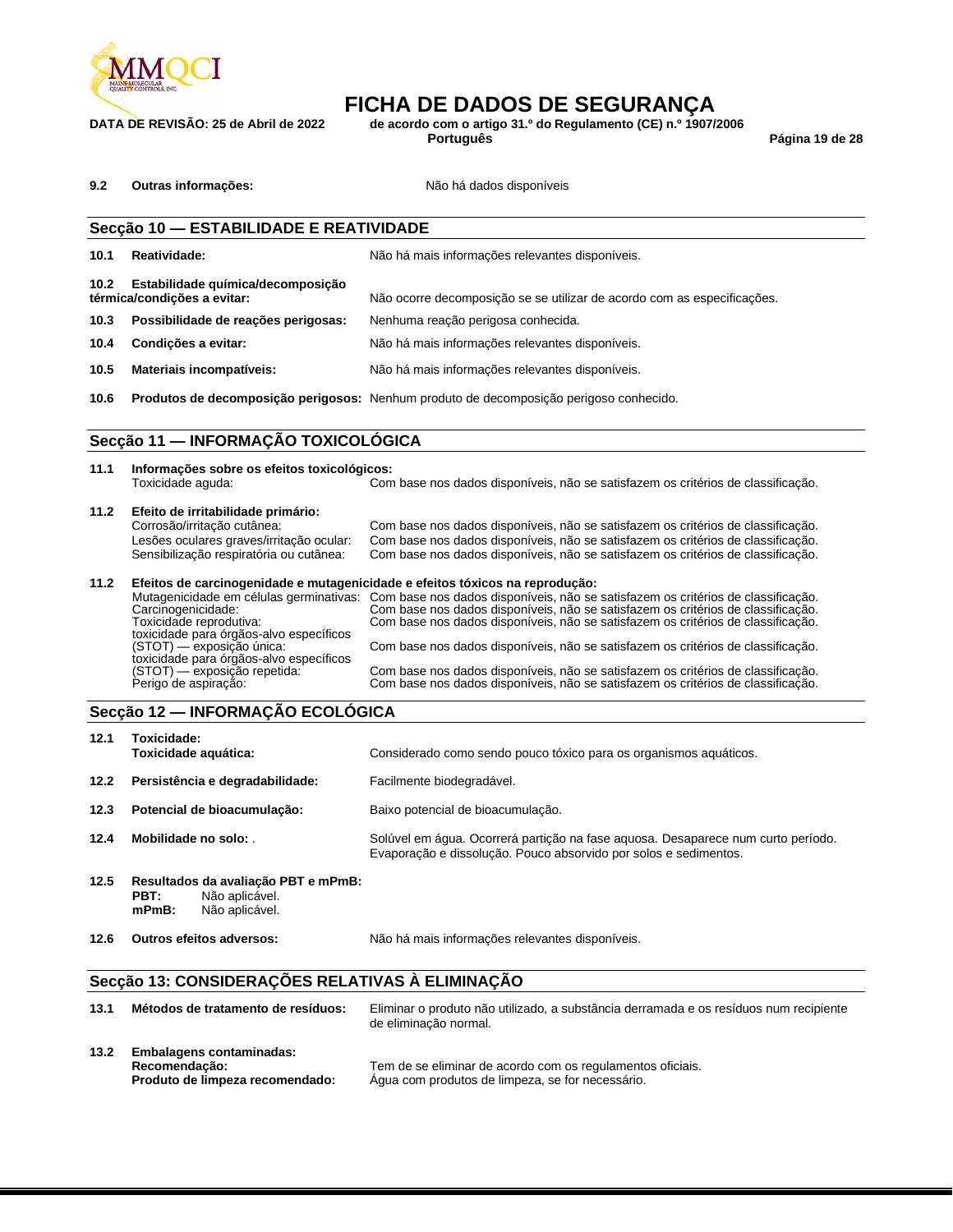**9.2 Outras informações:** Não há dados disponíveis

## Secção 10 — ESTABILIDADE E REATIVIDADE

**10.1 Reatividade:** Não há mais informações relevantes disponíveis.

**10.2 Estabilidade química/decomposição térmica/condições a evitar:** Não ocorre decomposição se se utilizar de acordo com as especificações.

**10.3 Possibilidade de reações perigosas:** Nenhuma reação perigosa conhecida.

**10.4 Condições a evitar:** Não há mais informações relevantes disponíveis.

**10.5 Materiais incompatíveis:** Não há mais informações relevantes disponíveis.

**10.6 Produtos de decomposição perigosos:** Nenhum produto de decomposição perigoso conhecido.

## Secção 11 — INFORMAÇÃO TOXICOLÓGICA

**11.1 Informações sobre os efeitos toxicológicos:**

Toxicidade aguda: Com base nos dados disponíveis, não se satisfazem os critérios de classificação.

**11.2 Efeito de irritabilidade primário:**

Corrosão/irritação cutânea: Com base nos dados disponíveis, não se satisfazem os critérios de classificação.
Lesões oculares graves/irritação ocular: Com base nos dados disponíveis, não se satisfazem os critérios de classificação.
Sensibilização respiratória ou cutânea: Com base nos dados disponíveis, não se satisfazem os critérios de classificação.

**11.2 Efeitos de carcinogenidade e mutagenicidade e efeitos tóxicos na reprodução:**

Mutagenicidade em células germinativas: Com base nos dados disponíveis, não se satisfazem os critérios de classificação.
Carcinogenicidade: Com base nos dados disponíveis, não se satisfazem os critérios de classificação.
Toxicidade reprodutiva: Com base nos dados disponíveis, não se satisfazem os critérios de classificação.
toxicidade para órgãos-alvo específicos (STOT) — exposição única: Com base nos dados disponíveis, não se satisfazem os critérios de classificação.
toxicidade para órgãos-alvo específicos (STOT) — exposição repetida: Com base nos dados disponíveis, não se satisfazem os critérios de classificação.
Perigo de aspiração: Com base nos dados disponíveis, não se satisfazem os critérios de classificação.

## Secção 12 — INFORMAÇÃO ECOLÓGICA

**12.1 Toxicidade:**
**Toxicidade aquática:** Considerado como sendo pouco tóxico para os organismos aquáticos.

**12.2 Persistência e degradabilidade:** Facilmente biodegradável.

**12.3 Potencial de bioacumulação:** Baixo potencial de bioacumulação.

**12.4 Mobilidade no solo:** . Solúvel em água. Ocorrerá partição na fase aquosa. Desaparece num curto período. Evaporação e dissolução. Pouco absorvido por solos e sedimentos.

**12.5 Resultados da avaliação PBT e mPmB:**
**PBT:** Não aplicável.
**mPmB:** Não aplicável.

**12.6 Outros efeitos adversos:** Não há mais informações relevantes disponíveis.

## Secção 13: CONSIDERAÇÕES RELATIVAS À ELIMINAÇÃO

**13.1 Métodos de tratamento de resíduos:** Eliminar o produto não utilizado, a substância derramada e os resíduos num recipiente de eliminação normal.

**13.2 Embalagens contaminadas:**
**Recomendação:** Tem de se eliminar de acordo com os regulamentos oficiais.
**Produto de limpeza recomendado:** Água com produtos de limpeza, se for necessário.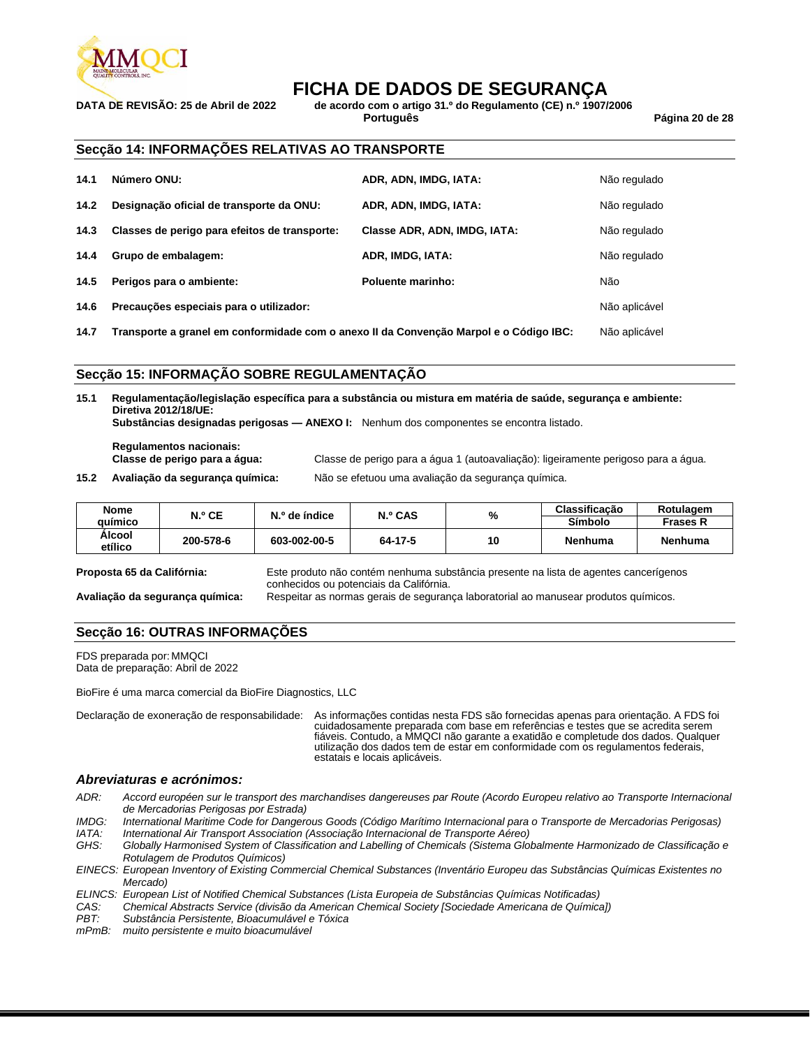## Secção 14: INFORMAÇÕES RELATIVAS AO TRANSPORTE

| | | | |
|---|---|---|---|
| **14.1** | **Número ONU:** | **ADR, ADN, IMDG, IATA:** | Não regulado |
| **14.2** | **Designação oficial de transporte da ONU:** | **ADR, ADN, IMDG, IATA:** | Não regulado |
| **14.3** | **Classes de perigo para efeitos de transporte:** | **Classe ADR, ADN, IMDG, IATA:** | Não regulado |
| **14.4** | **Grupo de embalagem:** | **ADR, IMDG, IATA:** | Não regulado |
| **14.5** | **Perigos para o ambiente:** | **Poluente marinho:** | Não |
| **14.6** | **Precauções especiais para o utilizador:** | | Não aplicável |
| **14.7** | **Transporte a granel em conformidade com o anexo II da Convenção Marpol e o Código IBC:** | | Não aplicável |

## Secção 15: INFORMAÇÃO SOBRE REGULAMENTAÇÃO

**15.1 Regulamentação/legislação específica para a substância ou mistura em matéria de saúde, segurança e ambiente:**
**Diretiva 2012/18/UE:**
**Substâncias designadas perigosas — ANEXO I:** Nenhum dos componentes se encontra listado.

**Regulamentos nacionais:**
**Classe de perigo para a água:** Classe de perigo para a água 1 (autoavaliação): ligeiramente perigoso para a água.

**15.2 Avaliação da segurança química:** Não se efetuou uma avaliação da segurança química.

| Nome químico | N.º CE | N.º de índice | N.º CAS | % | Classificação Símbolo | Rotulagem Frases R |
|---|---|---|---|---|---|---|
| **Álcool etílico** | **200-578-6** | **603-002-00-5** | **64-17-5** | **10** | **Nenhuma** | **Nenhuma** |

**Proposta 65 da Califórnia:** Este produto não contém nenhuma substância presente na lista de agentes cancerígenos conhecidos ou potenciais da Califórnia.

**Avaliação da segurança química:** Respeitar as normas gerais de segurança laboratorial ao manusear produtos químicos.

## Secção 16: OUTRAS INFORMAÇÕES

FDS preparada por: MMQCI
Data de preparação: Abril de 2022

BioFire é uma marca comercial da BioFire Diagnostics, LLC

Declaração de exoneração de responsabilidade: As informações contidas nesta FDS são fornecidas apenas para orientação. A FDS foi cuidadosamente preparada com base em referências e testes que se acredita serem fiáveis. Contudo, a MMQCI não garante a exatidão e completude dos dados. Qualquer utilização dos dados tem de estar em conformidade com os regulamentos federais, estatais e locais aplicáveis.

### *Abreviaturas e acrónimos:*

*ADR: Accord européen sur le transport des marchandises dangereuses par Route (Acordo Europeu relativo ao Transporte Internacional de Mercadorias Perigosas por Estrada)*
*IMDG: International Maritime Code for Dangerous Goods (Código Marítimo Internacional para o Transporte de Mercadorias Perigosas)*
*IATA: International Air Transport Association (Associação Internacional de Transporte Aéreo)*
*GHS: Globally Harmonised System of Classification and Labelling of Chemicals (Sistema Globalmente Harmonizado de Classificação e Rotulagem de Produtos Químicos)*
*EINECS: European Inventory of Existing Commercial Chemical Substances (Inventário Europeu das Substâncias Químicas Existentes no Mercado)*
*ELINCS: European List of Notified Chemical Substances (Lista Europeia de Substâncias Químicas Notificadas)*
*CAS: Chemical Abstracts Service (divisão da American Chemical Society [Sociedade Americana de Química])*
*PBT: Substância Persistente, Bioacumulável e Tóxica*
*mPmB: muito persistente e muito bioacumulável*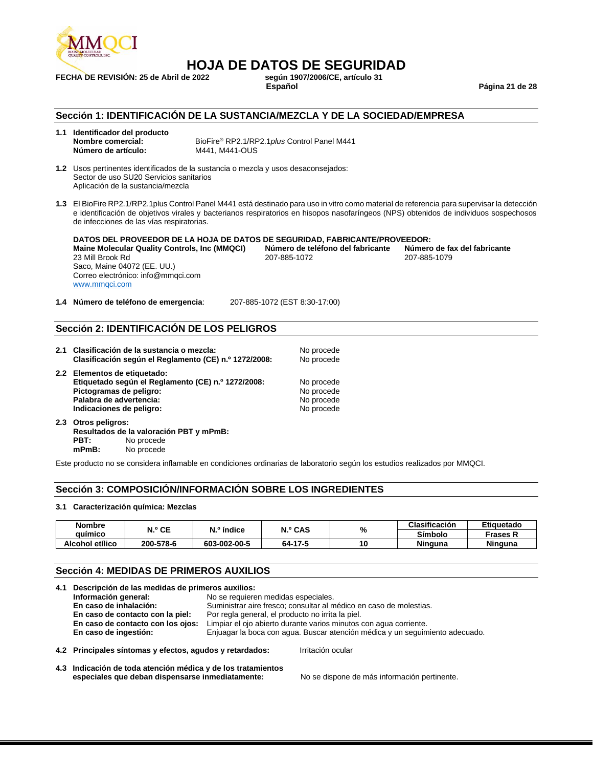# HOJA DE DATOS DE SEGURIDAD

**FECHA DE REVISIÓN: 25 de Abril de 2022** **según 1907/2006/CE, artículo 31**
**Español**

## Sección 1: IDENTIFICACIÓN DE LA SUSTANCIA/MEZCLA Y DE LA SOCIEDAD/EMPRESA

**1.1 Identificador del producto**
**Nombre comercial:** BioFire® RP2.1/RP2.1*plus* Control Panel M441
**Número de artículo:** M441, M441-OUS

**1.2** Usos pertinentes identificados de la sustancia o mezcla y usos desaconsejados:
Sector de uso SU20 Servicios sanitarios
Aplicación de la sustancia/mezcla

**1.3** El BioFire RP2.1/RP2.1plus Control Panel M441 está destinado para uso in vitro como material de referencia para supervisar la detección e identificación de objetivos virales y bacterianos respiratorios en hisopos nasofaríngeos (NPS) obtenidos de individuos sospechosos de infecciones de las vías respiratorias.

**DATOS DEL PROVEEDOR DE LA HOJA DE DATOS DE SEGURIDAD, FABRICANTE/PROVEEDOR:**

**Maine Molecular Quality Controls, Inc (MMQCI)**
23 Mill Brook Rd
Saco, Maine 04072 (EE. UU.)
Correo electrónico: info@mmqci.com
www.mmqci.com

**Número de teléfono del fabricante**
207-885-1072

**Número de fax del fabricante**
207-885-1079

**1.4 Número de teléfono de emergencia**: 207-885-1072 (EST 8:30-17:00)

## Sección 2: IDENTIFICACIÓN DE LOS PELIGROS

**2.1 Clasificación de la sustancia o mezcla:** No procede
**Clasificación según el Reglamento (CE) n.º 1272/2008:** No procede

**2.2 Elementos de etiquetado:**
**Etiquetado según el Reglamento (CE) n.º 1272/2008:** No procede
**Pictogramas de peligro:** No procede
**Palabra de advertencia:** No procede
**Indicaciones de peligro:** No procede

**2.3 Otros peligros:**
**Resultados de la valoración PBT y mPmB:**
**PBT:** No procede
**mPmB:** No procede

Este producto no se considera inflamable en condiciones ordinarias de laboratorio según los estudios realizados por MMQCI.

## Sección 3: COMPOSICIÓN/INFORMACIÓN SOBRE LOS INGREDIENTES

**3.1 Caracterización química: Mezclas**

| Nombre químico | N.º CE | N.º índice | N.º CAS | % | Clasificación | Etiquetado |
|---|---|---|---|---|---|---|
| | | | | | Símbolo | Frases R |
| Alcohol etílico | 200-578-6 | 603-002-00-5 | 64-17-5 | 10 | Ninguna | Ninguna |

## Sección 4: MEDIDAS DE PRIMEROS AUXILIOS

**4.1 Descripción de las medidas de primeros auxilios:**
**Información general:** No se requieren medidas especiales.
**En caso de inhalación:** Suministrar aire fresco; consultar al médico en caso de molestias.
**En caso de contacto con la piel:** Por regla general, el producto no irrita la piel.
**En caso de contacto con los ojos:** Limpiar el ojo abierto durante varios minutos con agua corriente.
**En caso de ingestión:** Enjuagar la boca con agua. Buscar atención médica y un seguimiento adecuado.

**4.2 Principales síntomas y efectos, agudos y retardados:** Irritación ocular

**4.3 Indicación de toda atención médica y de los tratamientos especiales que deban dispensarse inmediatamente:** No se dispone de más información pertinente.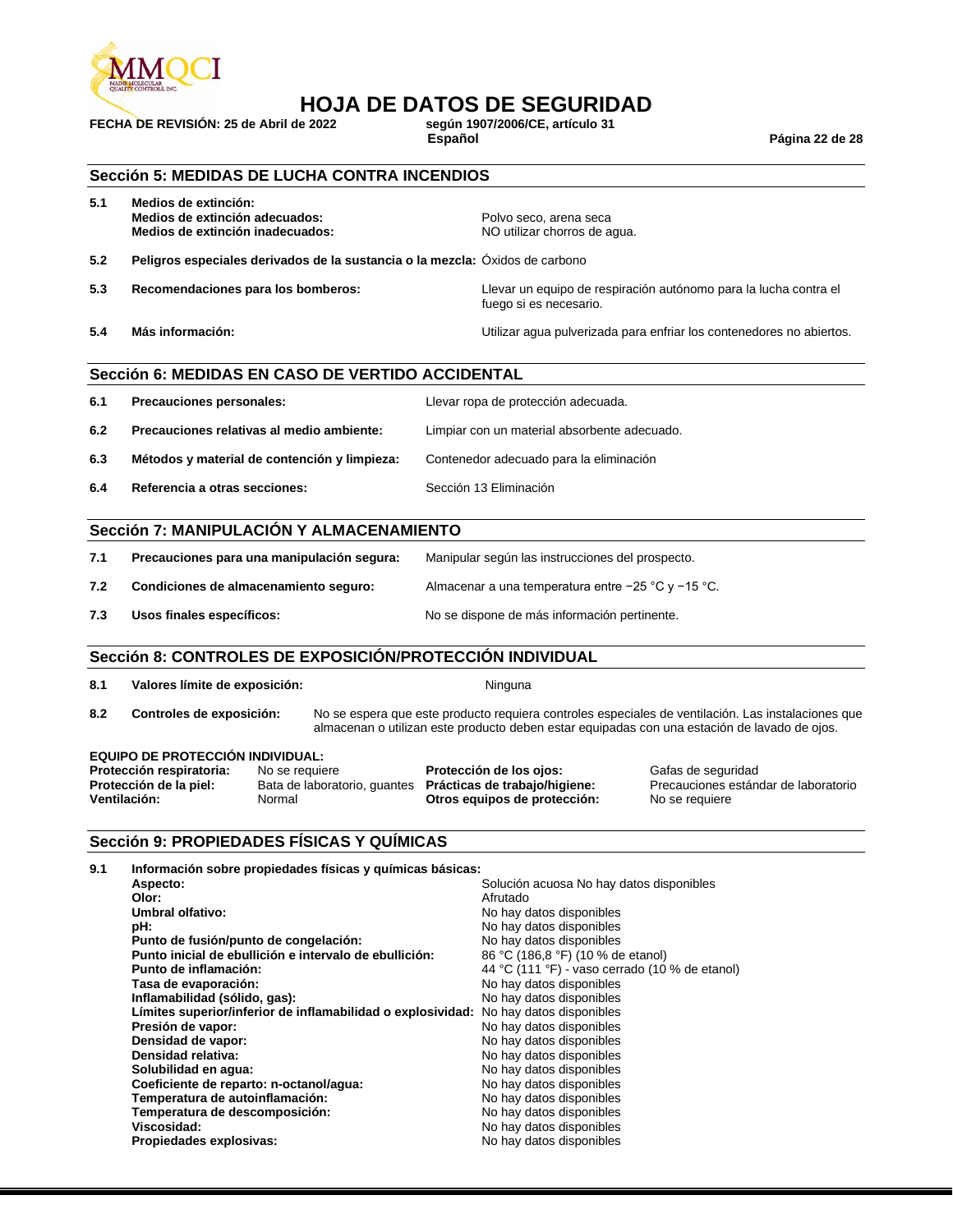## Sección 5: MEDIDAS DE LUCHA CONTRA INCENDIOS

**5.1 Medios de extinción:**

| | |
|---|---|
| **Medios de extinción adecuados:** | Polvo seco, arena seca |
| **Medios de extinción inadecuados:** | NO utilizar chorros de agua. |

**5.2 Peligros especiales derivados de la sustancia o la mezcla:** Óxidos de carbono

**5.3 Recomendaciones para los bomberos:** Llevar un equipo de respiración autónomo para la lucha contra el fuego si es necesario.

**5.4 Más información:** Utilizar agua pulverizada para enfriar los contenedores no abiertos.

## Sección 6: MEDIDAS EN CASO DE VERTIDO ACCIDENTAL

**6.1 Precauciones personales:** Llevar ropa de protección adecuada.

**6.2 Precauciones relativas al medio ambiente:** Limpiar con un material absorbente adecuado.

**6.3 Métodos y material de contención y limpieza:** Contenedor adecuado para la eliminación

**6.4 Referencia a otras secciones:** Sección 13 Eliminación

## Sección 7: MANIPULACIÓN Y ALMACENAMIENTO

**7.1 Precauciones para una manipulación segura:** Manipular según las instrucciones del prospecto.

**7.2 Condiciones de almacenamiento seguro:** Almacenar a una temperatura entre −25 °C y −15 °C.

**7.3 Usos finales específicos:** No se dispone de más información pertinente.

## Sección 8: CONTROLES DE EXPOSICIÓN/PROTECCIÓN INDIVIDUAL

**8.1 Valores límite de exposición:** Ninguna

**8.2 Controles de exposición:** No se espera que este producto requiera controles especiales de ventilación. Las instalaciones que almacenan o utilizan este producto deben estar equipadas con una estación de lavado de ojos.

**EQUIPO DE PROTECCIÓN INDIVIDUAL:**

| | | | |
|---|---|---|---|
| **Protección respiratoria:** | No se requiere | **Protección de los ojos:** | Gafas de seguridad |
| **Protección de la piel:** | Bata de laboratorio, guantes | **Prácticas de trabajo/higiene:** | Precauciones estándar de laboratorio |
| **Ventilación:** | Normal | **Otros equipos de protección:** | No se requiere |

## Sección 9: PROPIEDADES FÍSICAS Y QUÍMICAS

**9.1 Información sobre propiedades físicas y químicas básicas:**

| | |
|---|---|
| **Aspecto:** | Solución acuosa No hay datos disponibles |
| **Olor:** | Afrutado |
| **Umbral olfativo:** | No hay datos disponibles |
| **pH:** | No hay datos disponibles |
| **Punto de fusión/punto de congelación:** | No hay datos disponibles |
| **Punto inicial de ebullición e intervalo de ebullición:** | 86 °C (186,8 °F) (10 % de etanol) |
| **Punto de inflamación:** | 44 °C (111 °F) - vaso cerrado (10 % de etanol) |
| **Tasa de evaporación:** | No hay datos disponibles |
| **Inflamabilidad (sólido, gas):** | No hay datos disponibles |
| **Límites superior/inferior de inflamabilidad o explosividad:** | No hay datos disponibles |
| **Presión de vapor:** | No hay datos disponibles |
| **Densidad de vapor:** | No hay datos disponibles |
| **Densidad relativa:** | No hay datos disponibles |
| **Solubilidad en agua:** | No hay datos disponibles |
| **Coeficiente de reparto: n-octanol/agua:** | No hay datos disponibles |
| **Temperatura de autoinflamación:** | No hay datos disponibles |
| **Temperatura de descomposición:** | No hay datos disponibles |
| **Viscosidad:** | No hay datos disponibles |
| **Propiedades explosivas:** | No hay datos disponibles |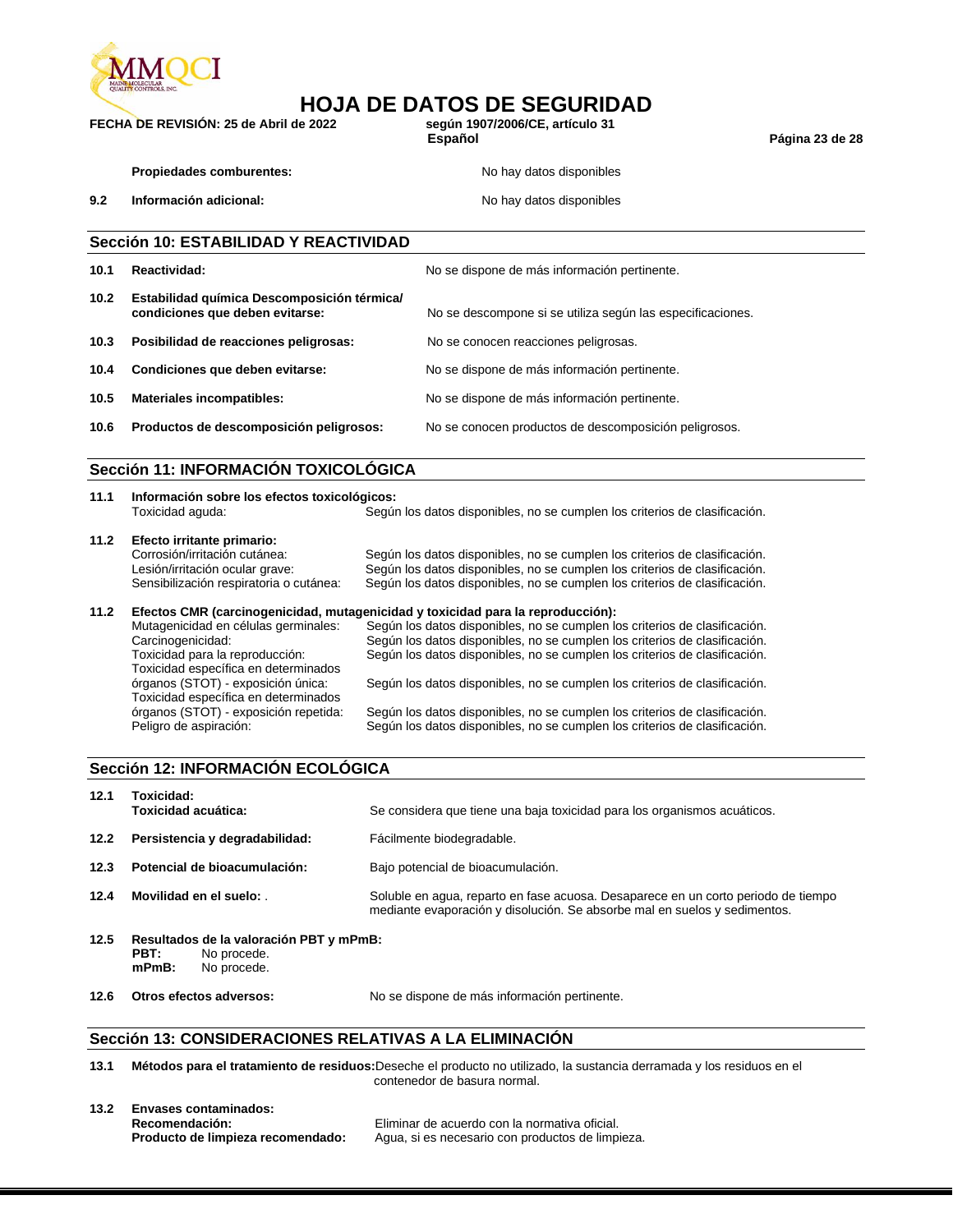**Propiedades comburentes:** No hay datos disponibles

**9.2 Información adicional:** No hay datos disponibles

## Sección 10: ESTABILIDAD Y REACTIVIDAD

**10.1 Reactividad:** No se dispone de más información pertinente.

**10.2 Estabilidad química Descomposición térmica/ condiciones que deben evitarse:** No se descompone si se utiliza según las especificaciones.

**10.3 Posibilidad de reacciones peligrosas:** No se conocen reacciones peligrosas.

**10.4 Condiciones que deben evitarse:** No se dispone de más información pertinente.

**10.5 Materiales incompatibles:** No se dispone de más información pertinente.

**10.6 Productos de descomposición peligrosos:** No se conocen productos de descomposición peligrosos.

## Sección 11: INFORMACIÓN TOXICOLÓGICA

**11.1 Información sobre los efectos toxicológicos:**
Toxicidad aguda: Según los datos disponibles, no se cumplen los criterios de clasificación.

**11.2 Efecto irritante primario:**
Corrosión/irritación cutánea: Según los datos disponibles, no se cumplen los criterios de clasificación.
Lesión/irritación ocular grave: Según los datos disponibles, no se cumplen los criterios de clasificación.
Sensibilización respiratoria o cutánea: Según los datos disponibles, no se cumplen los criterios de clasificación.

**11.2 Efectos CMR (carcinogenicidad, mutagenicidad y toxicidad para la reproducción):**
Mutagenicidad en células germinales: Según los datos disponibles, no se cumplen los criterios de clasificación.
Carcinogenicidad: Según los datos disponibles, no se cumplen los criterios de clasificación.
Toxicidad para la reproducción: Según los datos disponibles, no se cumplen los criterios de clasificación.
Toxicidad específica en determinados órganos (STOT) - exposición única: Según los datos disponibles, no se cumplen los criterios de clasificación.
Toxicidad específica en determinados órganos (STOT) - exposición repetida: Según los datos disponibles, no se cumplen los criterios de clasificación.
Peligro de aspiración: Según los datos disponibles, no se cumplen los criterios de clasificación.

## Sección 12: INFORMACIÓN ECOLÓGICA

**12.1 Toxicidad:**
**Toxicidad acuática:** Se considera que tiene una baja toxicidad para los organismos acuáticos.

**12.2 Persistencia y degradabilidad:** Fácilmente biodegradable.

**12.3 Potencial de bioacumulación:** Bajo potencial de bioacumulación.

**12.4 Movilidad en el suelo:** . Soluble en agua, reparto en fase acuosa. Desaparece en un corto periodo de tiempo mediante evaporación y disolución. Se absorbe mal en suelos y sedimentos.

**12.5 Resultados de la valoración PBT y mPmB:**
**PBT:** No procede.
**mPmB:** No procede.

**12.6 Otros efectos adversos:** No se dispone de más información pertinente.

## Sección 13: CONSIDERACIONES RELATIVAS A LA ELIMINACIÓN

**13.1 Métodos para el tratamiento de residuos:** Deseche el producto no utilizado, la sustancia derramada y los residuos en el contenedor de basura normal.

**13.2 Envases contaminados:**
**Recomendación:** Eliminar de acuerdo con la normativa oficial.
**Producto de limpieza recomendado:** Agua, si es necesario con productos de limpieza.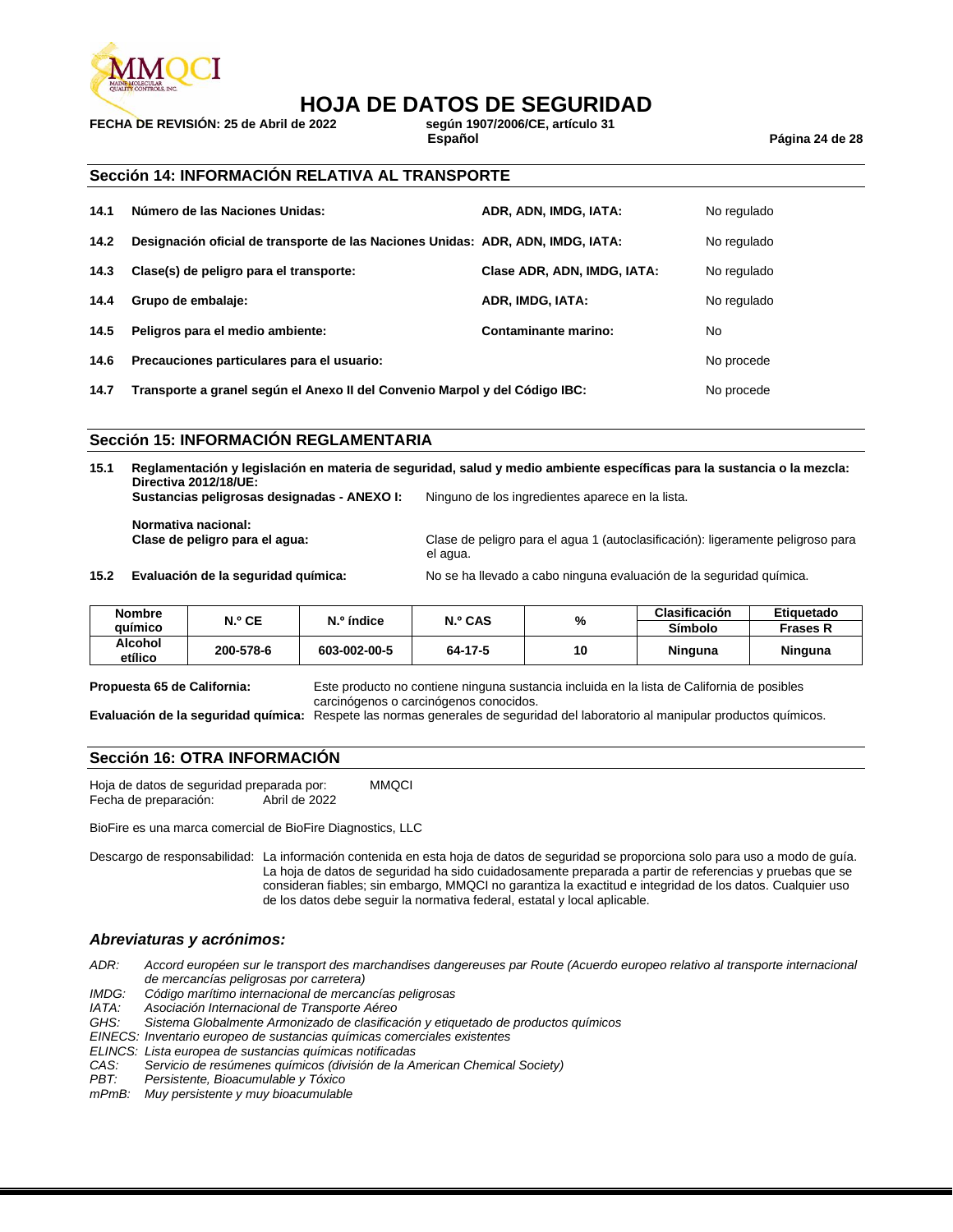## Sección 14: INFORMACIÓN RELATIVA AL TRANSPORTE

| | | | |
|---|---|---|---|
| **14.1** | **Número de las Naciones Unidas:** | **ADR, ADN, IMDG, IATA:** | No regulado |
| **14.2** | **Designación oficial de transporte de las Naciones Unidas:** | **ADR, ADN, IMDG, IATA:** | No regulado |
| **14.3** | **Clase(s) de peligro para el transporte:** | **Clase ADR, ADN, IMDG, IATA:** | No regulado |
| **14.4** | **Grupo de embalaje:** | **ADR, IMDG, IATA:** | No regulado |
| **14.5** | **Peligros para el medio ambiente:** | **Contaminante marino:** | No |
| **14.6** | **Precauciones particulares para el usuario:** | | No procede |
| **14.7** | **Transporte a granel según el Anexo II del Convenio Marpol y del Código IBC:** | | No procede |

## Sección 15: INFORMACIÓN REGLAMENTARIA

**15.1 Reglamentación y legislación en materia de seguridad, salud y medio ambiente específicas para la sustancia o la mezcla:**

**Directiva 2012/18/UE:**

**Sustancias peligrosas designadas - ANEXO I:** Ninguno de los ingredientes aparece en la lista.

**Normativa nacional:**

**Clase de peligro para el agua:** Clase de peligro para el agua 1 (autoclasificación): ligeramente peligroso para el agua.

**15.2 Evaluación de la seguridad química:** No se ha llevado a cabo ninguna evaluación de la seguridad química.

| Nombre químico | N.º CE | N.º índice | N.º CAS | % | Clasificación | Etiquetado |
|---|---|---|---|---|---|---|
| | | | | | Símbolo | Frases R |
| **Alcohol etílico** | **200-578-6** | **603-002-00-5** | **64-17-5** | **10** | **Ninguna** | **Ninguna** |

**Propuesta 65 de California:** Este producto no contiene ninguna sustancia incluida en la lista de California de posibles carcinógenos o carcinógenos conocidos.

**Evaluación de la seguridad química:** Respete las normas generales de seguridad del laboratorio al manipular productos químicos.

## Sección 16: OTRA INFORMACIÓN

Hoja de datos de seguridad preparada por: MMQCI
Fecha de preparación: Abril de 2022

BioFire es una marca comercial de BioFire Diagnostics, LLC

Descargo de responsabilidad: La información contenida en esta hoja de datos de seguridad se proporciona solo para uso a modo de guía. La hoja de datos de seguridad ha sido cuidadosamente preparada a partir de referencias y pruebas que se consideran fiables; sin embargo, MMQCI no garantiza la exactitud e integridad de los datos. Cualquier uso de los datos debe seguir la normativa federal, estatal y local aplicable.

### *Abreviaturas y acrónimos:*

*ADR: Accord européen sur le transport des marchandises dangereuses par Route (Acuerdo europeo relativo al transporte internacional de mercancías peligrosas por carretera)*
*IMDG: Código marítimo internacional de mercancías peligrosas*
*IATA: Asociación Internacional de Transporte Aéreo*
*GHS: Sistema Globalmente Armonizado de clasificación y etiquetado de productos químicos*
*EINECS: Inventario europeo de sustancias químicas comerciales existentes*
*ELINCS: Lista europea de sustancias químicas notificadas*
*CAS: Servicio de resúmenes químicos (división de la American Chemical Society)*
*PBT: Persistente, Bioacumulable y Tóxico*
*mPmB: Muy persistente y muy bioacumulable*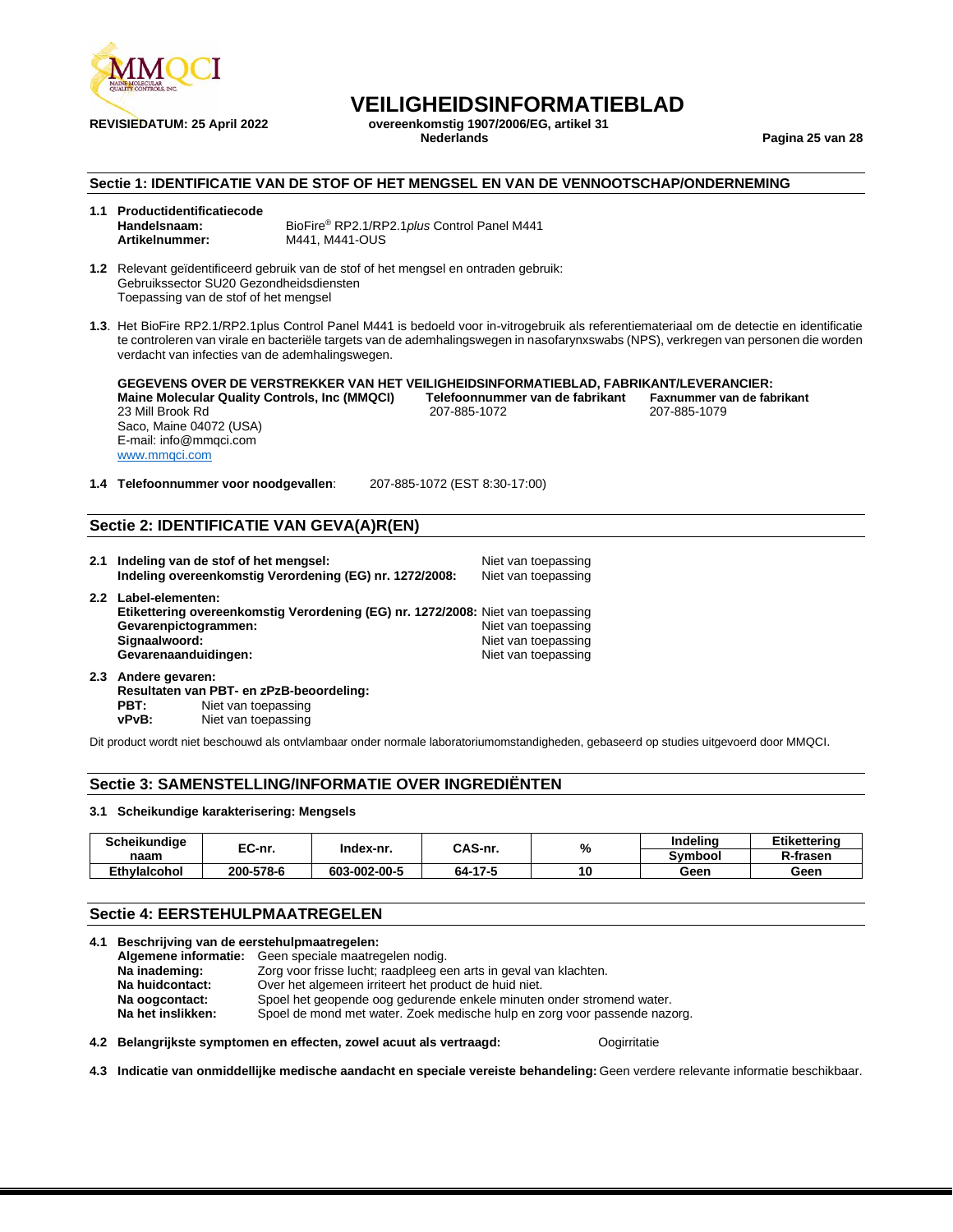# VEILIGHEIDSINFORMATIEBLAD

REVISIEDATUM: 25 April 2022

overeenkomstig 1907/2006/EG, artikel 31
Nederlands

## Sectie 1: IDENTIFICATIE VAN DE STOF OF HET MENGSEL EN VAN DE VENNOOTSCHAP/ONDERNEMING

**1.1 Productidentificatiecode**
**Handelsnaam:** BioFire® RP2.1/RP2.1*plus* Control Panel M441
**Artikelnummer:** M441, M441-OUS

**1.2** Relevant geïdentificeerd gebruik van de stof of het mengsel en ontraden gebruik:
Gebruikssector SU20 Gezondheidsdiensten
Toepassing van de stof of het mengsel

**1.3**. Het BioFire RP2.1/RP2.1plus Control Panel M441 is bedoeld voor in-vitrogebruik als referentiemateriaal om de detectie en identificatie te controleren van virale en bacteriële targets van de ademhalingswegen in nasofarynxswabs (NPS), verkregen van personen die worden verdacht van infecties van de ademhalingswegen.

**GEGEVENS OVER DE VERSTREKKER VAN HET VEILIGHEIDSINFORMATIEBLAD, FABRIKANT/LEVERANCIER:**

**Maine Molecular Quality Controls, Inc (MMQCI)**
23 Mill Brook Rd
Saco, Maine 04072 (USA)
E-mail: info@mmqci.com
www.mmqci.com

**Telefoonnummer van de fabrikant**
207-885-1072

**Faxnummer van de fabrikant**
207-885-1079

**1.4 Telefoonnummer voor noodgevallen**: 207-885-1072 (EST 8:30-17:00)

## Sectie 2: IDENTIFICATIE VAN GEVA(A)R(EN)

**2.1 Indeling van de stof of het mengsel:** Niet van toepassing
**Indeling overeenkomstig Verordening (EG) nr. 1272/2008:** Niet van toepassing

**2.2 Label-elementen:**
**Etikettering overeenkomstig Verordening (EG) nr. 1272/2008:** Niet van toepassing
**Gevarenpictogrammen:** Niet van toepassing
**Signaalwoord:** Niet van toepassing
**Gevarenaanduidingen:** Niet van toepassing

**2.3 Andere gevaren:**
**Resultaten van PBT- en zPzB-beoordeling:**
**PBT:** Niet van toepassing
**vPvB:** Niet van toepassing

Dit product wordt niet beschouwd als ontvlambaar onder normale laboratoriumomstandigheden, gebaseerd op studies uitgevoerd door MMQCI.

## Sectie 3: SAMENSTELLING/INFORMATIE OVER INGREDIËNTEN

**3.1 Scheikundige karakterisering: Mengsels**

| Scheikundige naam | EC-nr. | Index-nr. | CAS-nr. | % | Indeling Symbool | Etikettering R-frasen |
|---|---|---|---|---|---|---|
| **Ethylalcohol** | **200-578-6** | **603-002-00-5** | **64-17-5** | **10** | **Geen** | **Geen** |

## Sectie 4: EERSTEHULPMAATREGELEN

**4.1 Beschrijving van de eerstehulpmaatregelen:**
**Algemene informatie:** Geen speciale maatregelen nodig.
**Na inademing:** Zorg voor frisse lucht; raadpleeg een arts in geval van klachten.
**Na huidcontact:** Over het algemeen irriteert het product de huid niet.
**Na oogcontact:** Spoel het geopende oog gedurende enkele minuten onder stromend water.
**Na het inslikken:** Spoel de mond met water. Zoek medische hulp en zorg voor passende nazorg.

**4.2 Belangrijkste symptomen en effecten, zowel acuut als vertraagd:** Oogirritatie

**4.3 Indicatie van onmiddellijke medische aandacht en speciale vereiste behandeling:** Geen verdere relevante informatie beschikbaar.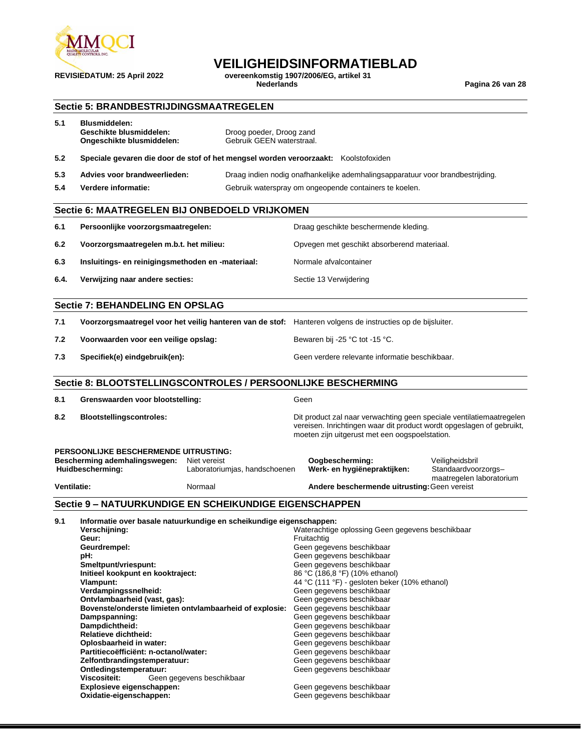## Sectie 5: BRANDBESTRIJDINGSMAATREGELEN

**5.1 Blusmiddelen:**

**Geschikte blusmiddelen:** Droog poeder, Droog zand

**Ongeschikte blusmiddelen:** Gebruik GEEN waterstraal.

**5.2 Speciale gevaren die door de stof of het mengsel worden veroorzaakt:** Koolstofoxiden

**5.3 Advies voor brandweerlieden:** Draag indien nodig onafhankelijke ademhalingsapparatuur voor brandbestrijding.

**5.4 Verdere informatie:** Gebruik waterspray om ongeopende containers te koelen.

## Sectie 6: MAATREGELEN BIJ ONBEDOELD VRIJKOMEN

| | | |
|---|---|---|
| **6.1** | **Persoonlijke voorzorgsmaatregelen:** | Draag geschikte beschermende kleding. |
| **6.2** | **Voorzorgsmaatregelen m.b.t. het milieu:** | Opvegen met geschikt absorberend materiaal. |
| **6.3** | **Insluitings- en reinigingsmethoden en -materiaal:** | Normale afvalcontainer |
| **6.4.** | **Verwijzing naar andere secties:** | Sectie 13 Verwijdering |

## Sectie 7: BEHANDELING EN OPSLAG

| | | |
|---|---|---|
| **7.1** | **Voorzorgsmaatregel voor het veilig hanteren van de stof:** | Hanteren volgens de instructies op de bijsluiter. |
| **7.2** | **Voorwaarden voor een veilige opslag:** | Bewaren bij -25 °C tot -15 °C. |
| **7.3** | **Specifiek(e) eindgebruik(en):** | Geen verdere relevante informatie beschikbaar. |

## Sectie 8: BLOOTSTELLINGSCONTROLES / PERSOONLIJKE BESCHERMING

| | | |
|---|---|---|
| **8.1** | **Grenswaarden voor blootstelling:** | Geen |
| **8.2** | **Blootstellingscontroles:** | Dit product zal naar verwachting geen speciale ventilatiemaatregelen vereisen. Inrichtingen waar dit product wordt opgeslagen of gebruikt, moeten zijn uitgerust met een oogspoelstation. |

**PERSOONLIJKE BESCHERMENDE UITRUSTING:**

| | | | |
|---|---|---|---|
| **Bescherming ademhalingswegen:** | Niet vereist | **Oogbescherming:** | Veiligheidsbril |
| **Huidbescherming:** | Laboratoriumjas, handschoenen | **Werk- en hygiënepraktijken:** | Standaardvoorzorgs–maatregelen laboratorium |
| **Ventilatie:** | Normaal | **Andere beschermende uitrusting:** | Geen vereist |

## Sectie 9 – NATUURKUNDIGE EN SCHEIKUNDIGE EIGENSCHAPPEN

**9.1 Informatie over basale natuurkundige en scheikundige eigenschappen:**

| | |
|---|---|
| **Verschijning:** | Waterachtige oplossing Geen gegevens beschikbaar |
| **Geur:** | Fruitachtig |
| **Geurdrempel:** | Geen gegevens beschikbaar |
| **pH:** | Geen gegevens beschikbaar |
| **Smeltpunt/vriespunt:** | Geen gegevens beschikbaar |
| **Initieel kookpunt en kooktraject:** | 86 °C (186,8 °F) (10% ethanol) |
| **Vlampunt:** | 44 °C (111 °F) - gesloten beker (10% ethanol) |
| **Verdampingssnelheid:** | Geen gegevens beschikbaar |
| **Ontvlambaarheid (vast, gas):** | Geen gegevens beschikbaar |
| **Bovenste/onderste limieten ontvlambaarheid of explosie:** | Geen gegevens beschikbaar |
| **Dampspanning:** | Geen gegevens beschikbaar |
| **Dampdichtheid:** | Geen gegevens beschikbaar |
| **Relatieve dichtheid:** | Geen gegevens beschikbaar |
| **Oplosbaarheid in water:** | Geen gegevens beschikbaar |
| **Partitiecoëfficiënt: n-octanol/water:** | Geen gegevens beschikbaar |
| **Zelfontbrandingstemperatuur:** | Geen gegevens beschikbaar |
| **Ontledingstemperatuur:** | Geen gegevens beschikbaar |
| **Viscositeit:** | Geen gegevens beschikbaar |
| **Explosieve eigenschappen:** | Geen gegevens beschikbaar |
| **Oxidatie-eigenschappen:** | Geen gegevens beschikbaar |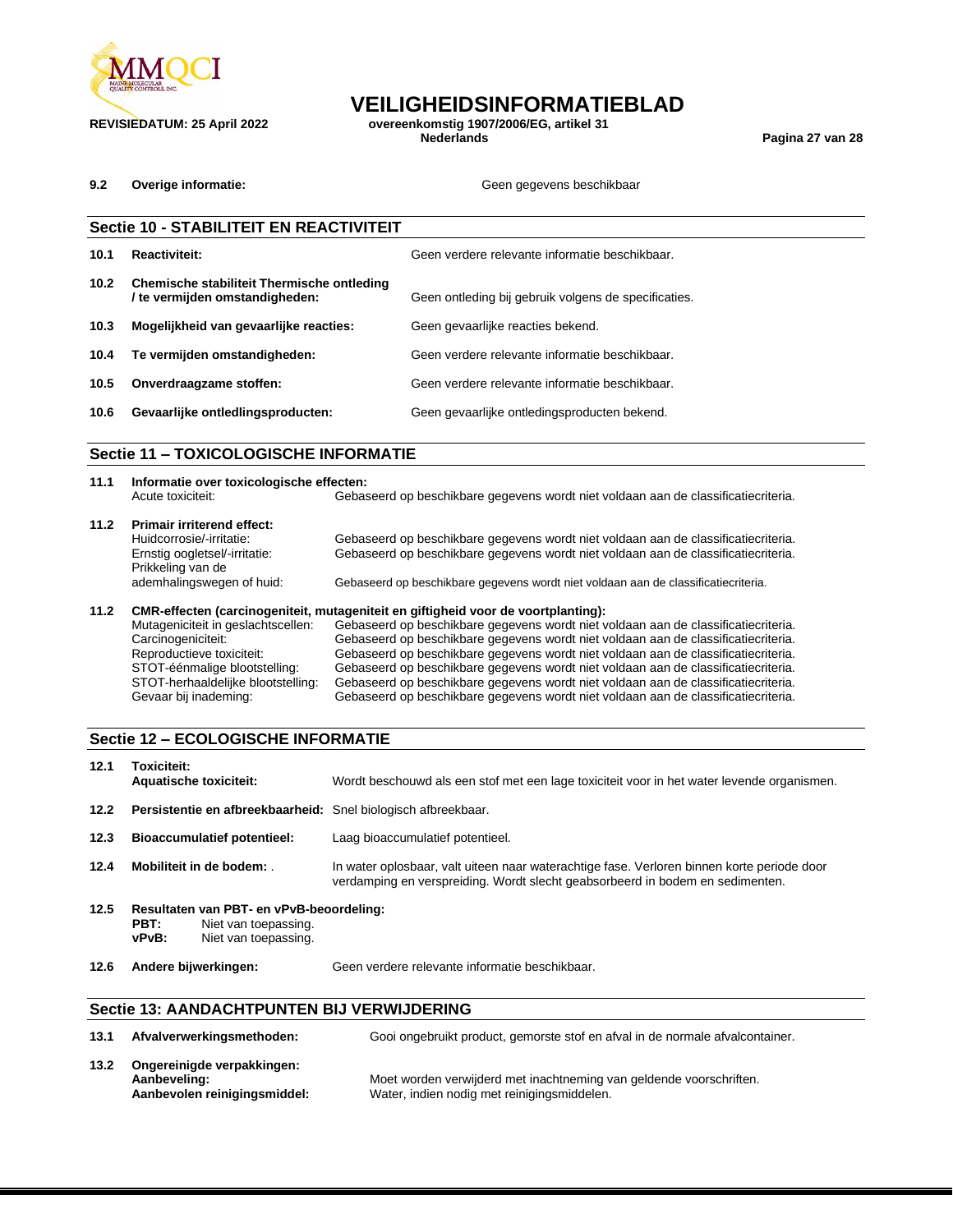**9.2 Overige informatie:** Geen gegevens beschikbaar

## Sectie 10 - STABILITEIT EN REACTIVITEIT

| | | |
|---|---|---|
| **10.1** | **Reactiviteit:** | Geen verdere relevante informatie beschikbaar. |
| **10.2** | **Chemische stabiliteit Thermische ontleding / te vermijden omstandigheden:** | Geen ontleding bij gebruik volgens de specificaties. |
| **10.3** | **Mogelijkheid van gevaarlijke reacties:** | Geen gevaarlijke reacties bekend. |
| **10.4** | **Te vermijden omstandigheden:** | Geen verdere relevante informatie beschikbaar. |
| **10.5** | **Onverdraagzame stoffen:** | Geen verdere relevante informatie beschikbaar. |
| **10.6** | **Gevaarlijke ontledlingsproducten:** | Geen gevaarlijke ontledingsproducten bekend. |

## Sectie 11 – TOXICOLOGISCHE INFORMATIE

**11.1 Informatie over toxicologische effecten:**

| | |
|---|---|
| Acute toxiciteit: | Gebaseerd op beschikbare gegevens wordt niet voldaan aan de classificatiecriteria. |

**11.2 Primair irriterend effect:**

| | |
|---|---|
| Huidcorrosie/-irritatie: | Gebaseerd op beschikbare gegevens wordt niet voldaan aan de classificatiecriteria. |
| Ernstig oogletsel/-irritatie: | Gebaseerd op beschikbare gegevens wordt niet voldaan aan de classificatiecriteria. |
| Prikkeling van de ademhalingswegen of huid: | Gebaseerd op beschikbare gegevens wordt niet voldaan aan de classificatiecriteria. |

**11.2 CMR-effecten (carcinogeniteit, mutageniteit en giftigheid voor de voortplanting):**

| | |
|---|---|
| Mutageniciteit in geslachtscellen: | Gebaseerd op beschikbare gegevens wordt niet voldaan aan de classificatiecriteria. |
| Carcinogeniciteit: | Gebaseerd op beschikbare gegevens wordt niet voldaan aan de classificatiecriteria. |
| Reproductieve toxiciteit: | Gebaseerd op beschikbare gegevens wordt niet voldaan aan de classificatiecriteria. |
| STOT-éénmalige blootstelling: | Gebaseerd op beschikbare gegevens wordt niet voldaan aan de classificatiecriteria. |
| STOT-herhaaldelijke blootstelling: | Gebaseerd op beschikbare gegevens wordt niet voldaan aan de classificatiecriteria. |
| Gevaar bij inademing: | Gebaseerd op beschikbare gegevens wordt niet voldaan aan de classificatiecriteria. |

## Sectie 12 – ECOLOGISCHE INFORMATIE

| | | |
|---|---|---|
| **12.1** | **Toxiciteit:** **Aquatische toxiciteit:** | Wordt beschouwd als een stof met een lage toxiciteit voor in het water levende organismen. |
| **12.2** | **Persistentie en afbreekbaarheid:** | Snel biologisch afbreekbaar. |
| **12.3** | **Bioaccumulatief potentieel:** | Laag bioaccumulatief potentieel. |
| **12.4** | **Mobiliteit in de bodem:** . | In water oplosbaar, valt uiteen naar waterachtige fase. Verloren binnen korte periode door verdamping en verspreiding. Wordt slecht geabsorbeerd in bodem en sedimenten. |

**12.5 Resultaten van PBT- en vPvB-beoordeling:**
**PBT:** Niet van toepassing.
**vPvB:** Niet van toepassing.

**12.6 Andere bijwerkingen:** Geen verdere relevante informatie beschikbaar.

## Sectie 13: AANDACHTPUNTEN BIJ VERWIJDERING

**13.1 Afvalverwerkingsmethoden:** Gooi ongebruikt product, gemorste stof en afval in de normale afvalcontainer.

**13.2 Ongereinigde verpakkingen:**
**Aanbeveling:** Moet worden verwijderd met inachtneming van geldende voorschriften.
**Aanbevolen reinigingsmiddel:** Water, indien nodig met reinigingsmiddelen.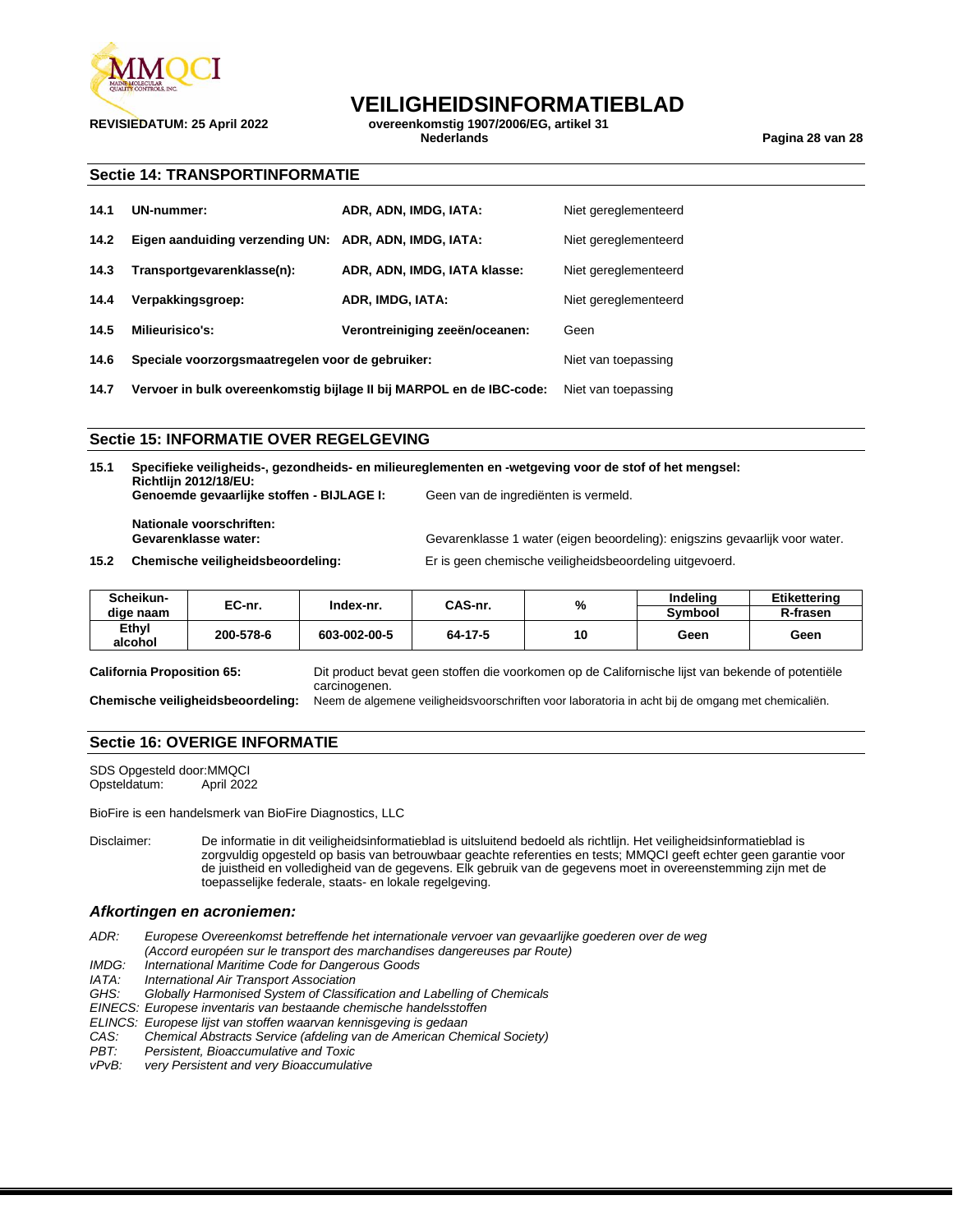## Sectie 14: TRANSPORTINFORMATIE

| | | | |
|---|---|---|---|
| **14.1** | **UN-nummer:** | **ADR, ADN, IMDG, IATA:** | Niet gereglementeerd |
| **14.2** | **Eigen aanduiding verzending UN:** | **ADR, ADN, IMDG, IATA:** | Niet gereglementeerd |
| **14.3** | **Transportgevarenklasse(n):** | **ADR, ADN, IMDG, IATA klasse:** | Niet gereglementeerd |
| **14.4** | **Verpakkingsgroep:** | **ADR, IMDG, IATA:** | Niet gereglementeerd |
| **14.5** | **Milieurisico's:** | **Verontreiniging zeeën/oceanen:** | Geen |
| **14.6** | **Speciale voorzorgsmaatregelen voor de gebruiker:** | | Niet van toepassing |
| **14.7** | **Vervoer in bulk overeenkomstig bijlage II bij MARPOL en de IBC-code:** | | Niet van toepassing |

## Sectie 15: INFORMATIE OVER REGELGEVING

**15.1 Specifieke veiligheids-, gezondheids- en milieureglementen en -wetgeving voor de stof of het mengsel:**

**Richtlijn 2012/18/EU:**
**Genoemde gevaarlijke stoffen - BIJLAGE I:** Geen van de ingrediënten is vermeld.

**Nationale voorschriften:**
**Gevarenklasse water:** Gevarenklasse 1 water (eigen beoordeling): enigszins gevaarlijk voor water.

**15.2 Chemische veiligheidsbeoordeling:** Er is geen chemische veiligheidsbeoordeling uitgevoerd.

| Scheikundige naam | EC-nr. | Index-nr. | CAS-nr. | % | Indeling | Etikettering |
|---|---|---|---|---|---|---|
| | | | | | Symbool | R-frasen |
| Ethyl alcohol | 200-578-6 | 603-002-00-5 | 64-17-5 | 10 | Geen | Geen |

**California Proposition 65:** Dit product bevat geen stoffen die voorkomen op de Californische lijst van bekende of potentiële carcinogenen.

**Chemische veiligheidsbeoordeling:** Neem de algemene veiligheidsvoorschriften voor laboratoria in acht bij de omgang met chemicaliën.

## Sectie 16: OVERIGE INFORMATIE

SDS Opgesteld door:MMQCI
Opsteldatum: April 2022

BioFire is een handelsmerk van BioFire Diagnostics, LLC

Disclaimer: De informatie in dit veiligheidsinformatieblad is uitsluitend bedoeld als richtlijn. Het veiligheidsinformatieblad is zorgvuldig opgesteld op basis van betrouwbaar geachte referenties en tests; MMQCI geeft echter geen garantie voor de juistheid en volledigheid van de gegevens. Elk gebruik van de gegevens moet in overeenstemming zijn met de toepasselijke federale, staats- en lokale regelgeving.

### *Afkortingen en acroniemen:*

*ADR: Europese Overeenkomst betreffende het internationale vervoer van gevaarlijke goederen over de weg (Accord européen sur le transport des marchandises dangereuses par Route)*
*IMDG: International Maritime Code for Dangerous Goods*
*IATA: International Air Transport Association*
*GHS: Globally Harmonised System of Classification and Labelling of Chemicals*
*EINECS: Europese inventaris van bestaande chemische handelsstoffen*
*ELINCS: Europese lijst van stoffen waarvan kennisgeving is gedaan*
*CAS: Chemical Abstracts Service (afdeling van de American Chemical Society)*
*PBT: Persistent, Bioaccumulative and Toxic*
*vPvB: very Persistent and very Bioaccumulative*